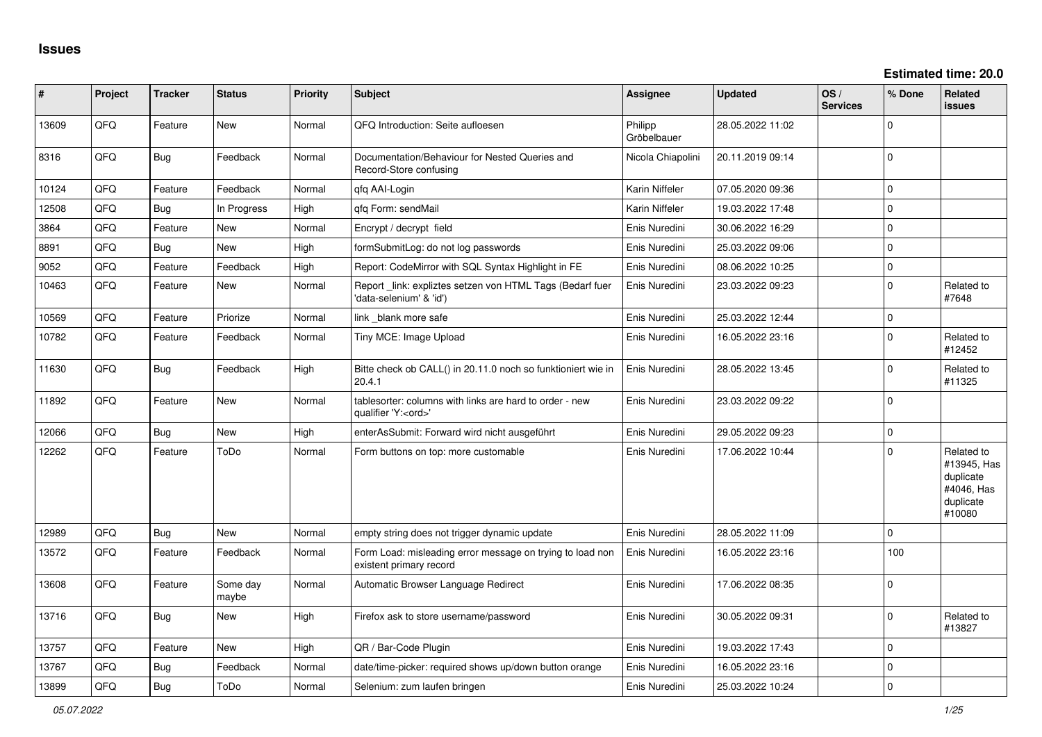# Issues

**Estimated time: 20.0**

| # | Project | Tracker | Status | Priority | Subject | Assignee | Updated | OS / Services | % Done | Related issues |
|---|---|---|---|---|---|---|---|---|---|---|
| 13609 | QFQ | Feature | New | Normal | QFQ Introduction: Seite aufloesen | Philipp Gröbelbauer | 28.05.2022 11:02 | | 0 | |
| 8316 | QFQ | Bug | Feedback | Normal | Documentation/Behaviour for Nested Queries and Record-Store confusing | Nicola Chiapolini | 20.11.2019 09:14 | | 0 | |
| 10124 | QFQ | Feature | Feedback | Normal | qfq AAI-Login | Karin Niffeler | 07.05.2020 09:36 | | 0 | |
| 12508 | QFQ | Bug | In Progress | High | qfq Form: sendMail | Karin Niffeler | 19.03.2022 17:48 | | 0 | |
| 3864 | QFQ | Feature | New | Normal | Encrypt / decrypt field | Enis Nuredini | 30.06.2022 16:29 | | 0 | |
| 8891 | QFQ | Bug | New | High | formSubmitLog: do not log passwords | Enis Nuredini | 25.03.2022 09:06 | | 0 | |
| 9052 | QFQ | Feature | Feedback | High | Report: CodeMirror with SQL Syntax Highlight in FE | Enis Nuredini | 08.06.2022 10:25 | | 0 | |
| 10463 | QFQ | Feature | New | Normal | Report _link: expliztes setzen von HTML Tags (Bedarf fuer 'data-selenium' & 'id') | Enis Nuredini | 23.03.2022 09:23 | | 0 | Related to #7648 |
| 10569 | QFQ | Feature | Priorize | Normal | link _blank more safe | Enis Nuredini | 25.03.2022 12:44 | | 0 | |
| 10782 | QFQ | Feature | Feedback | Normal | Tiny MCE: Image Upload | Enis Nuredini | 16.05.2022 23:16 | | 0 | Related to #12452 |
| 11630 | QFQ | Bug | Feedback | High | Bitte check ob CALL() in 20.11.0 noch so funktioniert wie in 20.4.1 | Enis Nuredini | 28.05.2022 13:45 | | 0 | Related to #11325 |
| 11892 | QFQ | Feature | New | Normal | tablesorter: columns with links are hard to order - new qualifier 'Y:<ord>' | Enis Nuredini | 23.03.2022 09:22 | | 0 | |
| 12066 | QFQ | Bug | New | High | enterAsSubmit: Forward wird nicht ausgeführt | Enis Nuredini | 29.05.2022 09:23 | | 0 | |
| 12262 | QFQ | Feature | ToDo | Normal | Form buttons on top: more customable | Enis Nuredini | 17.06.2022 10:44 | | 0 | Related to #13945, Has duplicate #4046, Has duplicate #10080 |
| 12989 | QFQ | Bug | New | Normal | empty string does not trigger dynamic update | Enis Nuredini | 28.05.2022 11:09 | | 0 | |
| 13572 | QFQ | Feature | Feedback | Normal | Form Load: misleading error message on trying to load non existent primary record | Enis Nuredini | 16.05.2022 23:16 | | 100 | |
| 13608 | QFQ | Feature | Some day maybe | Normal | Automatic Browser Language Redirect | Enis Nuredini | 17.06.2022 08:35 | | 0 | |
| 13716 | QFQ | Bug | New | High | Firefox ask to store username/password | Enis Nuredini | 30.05.2022 09:31 | | 0 | Related to #13827 |
| 13757 | QFQ | Feature | New | High | QR / Bar-Code Plugin | Enis Nuredini | 19.03.2022 17:43 | | 0 | |
| 13767 | QFQ | Bug | Feedback | Normal | date/time-picker: required shows up/down button orange | Enis Nuredini | 16.05.2022 23:16 | | 0 | |
| 13899 | QFQ | Bug | ToDo | Normal | Selenium: zum laufen bringen | Enis Nuredini | 25.03.2022 10:24 | | 0 | |

*05.07.2022*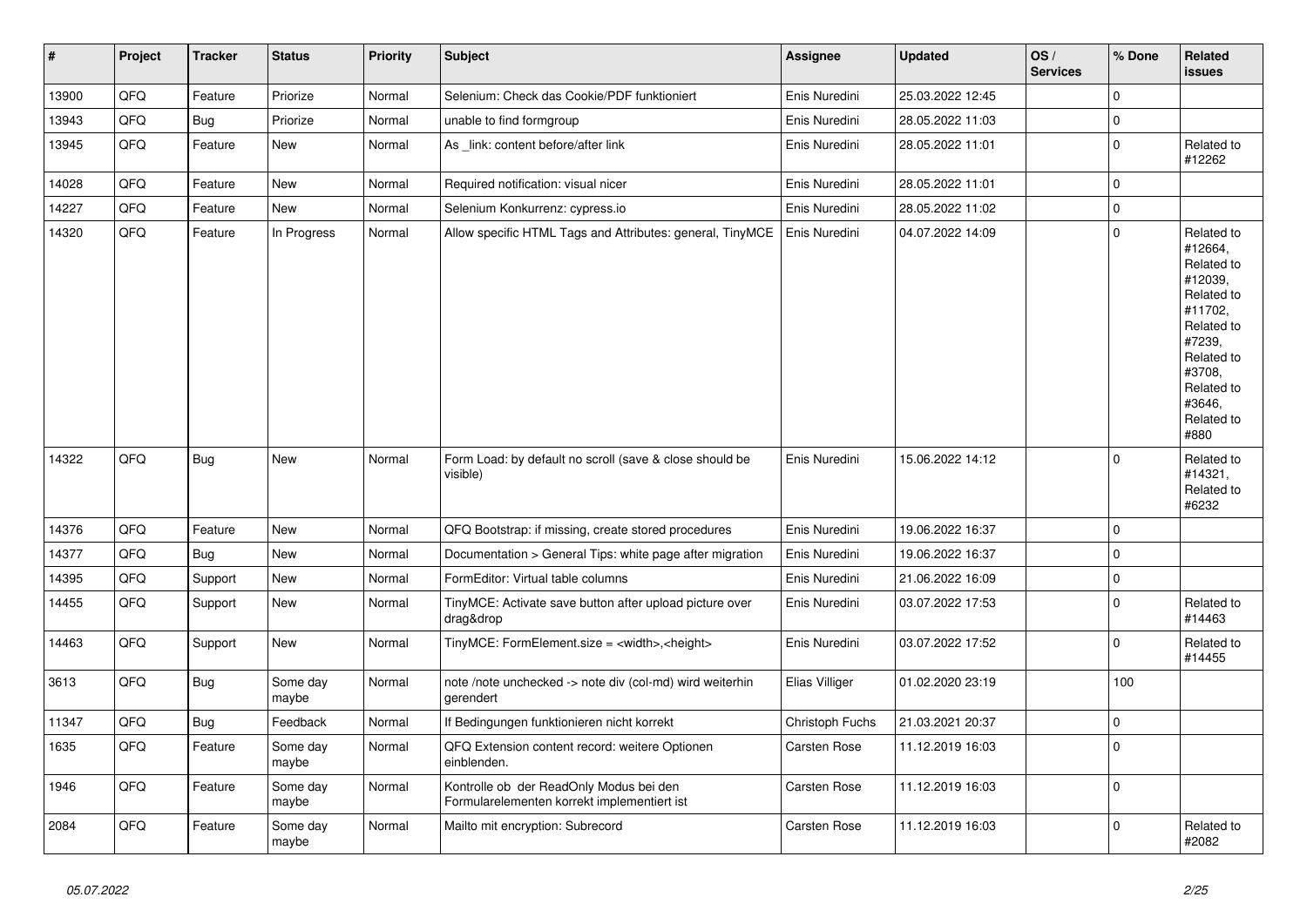| # | Project | Tracker | Status | Priority | Subject | Assignee | Updated | OS / Services | % Done | Related issues |
|---|---|---|---|---|---|---|---|---|---|---|
| 13900 | QFQ | Feature | Priorize | Normal | Selenium: Check das Cookie/PDF funktioniert | Enis Nuredini | 25.03.2022 12:45 | | 0 | |
| 13943 | QFQ | Bug | Priorize | Normal | unable to find formgroup | Enis Nuredini | 28.05.2022 11:03 | | 0 | |
| 13945 | QFQ | Feature | New | Normal | As _link: content before/after link | Enis Nuredini | 28.05.2022 11:01 | | 0 | Related to #12262 |
| 14028 | QFQ | Feature | New | Normal | Required notification: visual nicer | Enis Nuredini | 28.05.2022 11:01 | | 0 | |
| 14227 | QFQ | Feature | New | Normal | Selenium Konkurrenz: cypress.io | Enis Nuredini | 28.05.2022 11:02 | | 0 | |
| 14320 | QFQ | Feature | In Progress | Normal | Allow specific HTML Tags and Attributes: general, TinyMCE | Enis Nuredini | 04.07.2022 14:09 | | 0 | Related to #12664, Related to #12039, Related to #11702, Related to #7239, Related to #3708, Related to #3646, Related to #880 |
| 14322 | QFQ | Bug | New | Normal | Form Load: by default no scroll (save & close should be visible) | Enis Nuredini | 15.06.2022 14:12 | | 0 | Related to #14321, Related to #6232 |
| 14376 | QFQ | Feature | New | Normal | QFQ Bootstrap: if missing, create stored procedures | Enis Nuredini | 19.06.2022 16:37 | | 0 | |
| 14377 | QFQ | Bug | New | Normal | Documentation > General Tips: white page after migration | Enis Nuredini | 19.06.2022 16:37 | | 0 | |
| 14395 | QFQ | Support | New | Normal | FormEditor: Virtual table columns | Enis Nuredini | 21.06.2022 16:09 | | 0 | |
| 14455 | QFQ | Support | New | Normal | TinyMCE: Activate save button after upload picture over drag&drop | Enis Nuredini | 03.07.2022 17:53 | | 0 | Related to #14463 |
| 14463 | QFQ | Support | New | Normal | TinyMCE: FormElement.size = <width>,<height> | Enis Nuredini | 03.07.2022 17:52 | | 0 | Related to #14455 |
| 3613 | QFQ | Bug | Some day maybe | Normal | note /note unchecked -> note div (col-md) wird weiterhin gerendert | Elias Villiger | 01.02.2020 23:19 | | 100 | |
| 11347 | QFQ | Bug | Feedback | Normal | If Bedingungen funktionieren nicht korrekt | Christoph Fuchs | 21.03.2021 20:37 | | 0 | |
| 1635 | QFQ | Feature | Some day maybe | Normal | QFQ Extension content record: weitere Optionen einblenden. | Carsten Rose | 11.12.2019 16:03 | | 0 | |
| 1946 | QFQ | Feature | Some day maybe | Normal | Kontrolle ob der ReadOnly Modus bei den Formularelementen korrekt implementiert ist | Carsten Rose | 11.12.2019 16:03 | | 0 | |
| 2084 | QFQ | Feature | Some day maybe | Normal | Mailto mit encryption: Subrecord | Carsten Rose | 11.12.2019 16:03 | | 0 | Related to #2082 |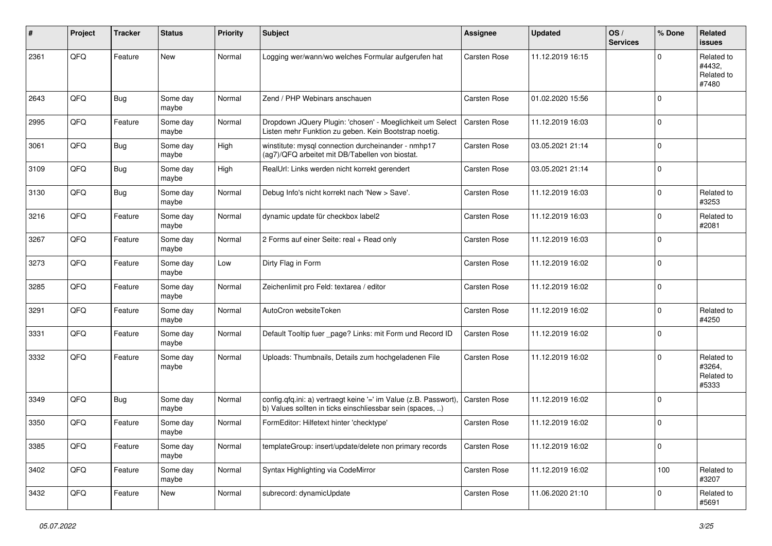| # | Project | Tracker | Status | Priority | Subject | Assignee | Updated | OS / Services | % Done | Related issues |
|---|---|---|---|---|---|---|---|---|---|---|
| 2361 | QFQ | Feature | New | Normal | Logging wer/wann/wo welches Formular aufgerufen hat | Carsten Rose | 11.12.2019 16:15 | | 0 | Related to #4432, Related to #7480 |
| 2643 | QFQ | Bug | Some day maybe | Normal | Zend / PHP Webinars anschauen | Carsten Rose | 01.02.2020 15:56 | | 0 | |
| 2995 | QFQ | Feature | Some day maybe | Normal | Dropdown JQuery Plugin: 'chosen' - Moeglichkeit um Select Listen mehr Funktion zu geben. Kein Bootstrap noetig. | Carsten Rose | 11.12.2019 16:03 | | 0 | |
| 3061 | QFQ | Bug | Some day maybe | High | winstitute: mysql connection durcheinander - nmhp17 (ag7)/QFQ arbeitet mit DB/Tabellen von biostat. | Carsten Rose | 03.05.2021 21:14 | | 0 | |
| 3109 | QFQ | Bug | Some day maybe | High | RealUrl: Links werden nicht korrekt gerendert | Carsten Rose | 03.05.2021 21:14 | | 0 | |
| 3130 | QFQ | Bug | Some day maybe | Normal | Debug Info's nicht korrekt nach 'New > Save'. | Carsten Rose | 11.12.2019 16:03 | | 0 | Related to #3253 |
| 3216 | QFQ | Feature | Some day maybe | Normal | dynamic update für checkbox label2 | Carsten Rose | 11.12.2019 16:03 | | 0 | Related to #2081 |
| 3267 | QFQ | Feature | Some day maybe | Normal | 2 Forms auf einer Seite: real + Read only | Carsten Rose | 11.12.2019 16:03 | | 0 | |
| 3273 | QFQ | Feature | Some day maybe | Low | Dirty Flag in Form | Carsten Rose | 11.12.2019 16:02 | | 0 | |
| 3285 | QFQ | Feature | Some day maybe | Normal | Zeichenlimit pro Feld: textarea / editor | Carsten Rose | 11.12.2019 16:02 | | 0 | |
| 3291 | QFQ | Feature | Some day maybe | Normal | AutoCron websiteToken | Carsten Rose | 11.12.2019 16:02 | | 0 | Related to #4250 |
| 3331 | QFQ | Feature | Some day maybe | Normal | Default Tooltip fuer _page? Links: mit Form und Record ID | Carsten Rose | 11.12.2019 16:02 | | 0 | |
| 3332 | QFQ | Feature | Some day maybe | Normal | Uploads: Thumbnails, Details zum hochgeladenen File | Carsten Rose | 11.12.2019 16:02 | | 0 | Related to #3264, Related to #5333 |
| 3349 | QFQ | Bug | Some day maybe | Normal | config.qfq.ini: a) vertraegt keine '=' im Value (z.B. Passwort), b) Values sollten in ticks einschliessbar sein (spaces, ..) | Carsten Rose | 11.12.2019 16:02 | | 0 | |
| 3350 | QFQ | Feature | Some day maybe | Normal | FormEditor: Hilfetext hinter 'checktype' | Carsten Rose | 11.12.2019 16:02 | | 0 | |
| 3385 | QFQ | Feature | Some day maybe | Normal | templateGroup: insert/update/delete non primary records | Carsten Rose | 11.12.2019 16:02 | | 0 | |
| 3402 | QFQ | Feature | Some day maybe | Normal | Syntax Highlighting via CodeMirror | Carsten Rose | 11.12.2019 16:02 | | 100 | Related to #3207 |
| 3432 | QFQ | Feature | New | Normal | subrecord: dynamicUpdate | Carsten Rose | 11.06.2020 21:10 | | 0 | Related to #5691 |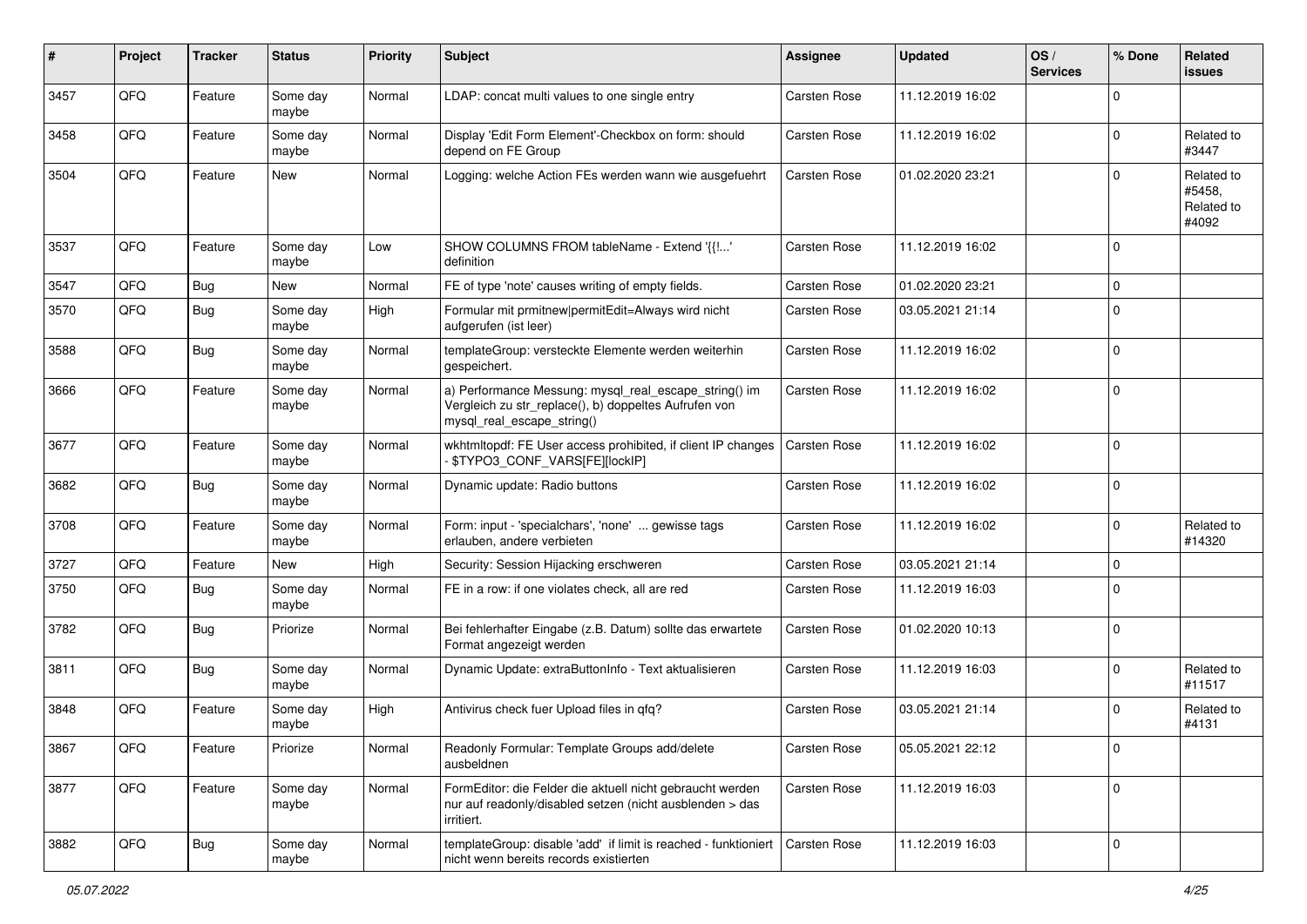| # | Project | Tracker | Status | Priority | Subject | Assignee | Updated | OS / Services | % Done | Related issues |
|---|---|---|---|---|---|---|---|---|---|---|
| 3457 | QFQ | Feature | Some day maybe | Normal | LDAP: concat multi values to one single entry | Carsten Rose | 11.12.2019 16:02 | | 0 | |
| 3458 | QFQ | Feature | Some day maybe | Normal | Display 'Edit Form Element'-Checkbox on form: should depend on FE Group | Carsten Rose | 11.12.2019 16:02 | | 0 | Related to #3447 |
| 3504 | QFQ | Feature | New | Normal | Logging: welche Action FEs werden wann wie ausgefuehrt | Carsten Rose | 01.02.2020 23:21 | | 0 | Related to #5458, Related to #4092 |
| 3537 | QFQ | Feature | Some day maybe | Low | SHOW COLUMNS FROM tableName - Extend '{{!...' definition | Carsten Rose | 11.12.2019 16:02 | | 0 | |
| 3547 | QFQ | Bug | New | Normal | FE of type 'note' causes writing of empty fields. | Carsten Rose | 01.02.2020 23:21 | | 0 | |
| 3570 | QFQ | Bug | Some day maybe | High | Formular mit prmitnew\|permitEdit=Always wird nicht aufgerufen (ist leer) | Carsten Rose | 03.05.2021 21:14 | | 0 | |
| 3588 | QFQ | Bug | Some day maybe | Normal | templateGroup: versteckte Elemente werden weiterhin gespeichert. | Carsten Rose | 11.12.2019 16:02 | | 0 | |
| 3666 | QFQ | Feature | Some day maybe | Normal | a) Performance Messung: mysql_real_escape_string() im Vergleich zu str_replace(), b) doppeltes Aufrufen von mysql_real_escape_string() | Carsten Rose | 11.12.2019 16:02 | | 0 | |
| 3677 | QFQ | Feature | Some day maybe | Normal | wkhtmltopdf: FE User access prohibited, if client IP changes - $TYPO3_CONF_VARS[FE][lockIP] | Carsten Rose | 11.12.2019 16:02 | | 0 | |
| 3682 | QFQ | Bug | Some day maybe | Normal | Dynamic update: Radio buttons | Carsten Rose | 11.12.2019 16:02 | | 0 | |
| 3708 | QFQ | Feature | Some day maybe | Normal | Form: input - 'specialchars', 'none' ... gewisse tags erlauben, andere verbieten | Carsten Rose | 11.12.2019 16:02 | | 0 | Related to #14320 |
| 3727 | QFQ | Feature | New | High | Security: Session Hijacking erschweren | Carsten Rose | 03.05.2021 21:14 | | 0 | |
| 3750 | QFQ | Bug | Some day maybe | Normal | FE in a row: if one violates check, all are red | Carsten Rose | 11.12.2019 16:03 | | 0 | |
| 3782 | QFQ | Bug | Priorize | Normal | Bei fehlerhafter Eingabe (z.B. Datum) sollte das erwartete Format angezeigt werden | Carsten Rose | 01.02.2020 10:13 | | 0 | |
| 3811 | QFQ | Bug | Some day maybe | Normal | Dynamic Update: extraButtonInfo - Text aktualisieren | Carsten Rose | 11.12.2019 16:03 | | 0 | Related to #11517 |
| 3848 | QFQ | Feature | Some day maybe | High | Antivirus check fuer Upload files in qfq? | Carsten Rose | 03.05.2021 21:14 | | 0 | Related to #4131 |
| 3867 | QFQ | Feature | Priorize | Normal | Readonly Formular: Template Groups add/delete ausbeldnen | Carsten Rose | 05.05.2021 22:12 | | 0 | |
| 3877 | QFQ | Feature | Some day maybe | Normal | FormEditor: die Felder die aktuell nicht gebraucht werden nur auf readonly/disabled setzen (nicht ausblenden > das irritiert. | Carsten Rose | 11.12.2019 16:03 | | 0 | |
| 3882 | QFQ | Bug | Some day maybe | Normal | templateGroup: disable 'add' if limit is reached - funktioniert nicht wenn bereits records existierten | Carsten Rose | 11.12.2019 16:03 | | 0 | |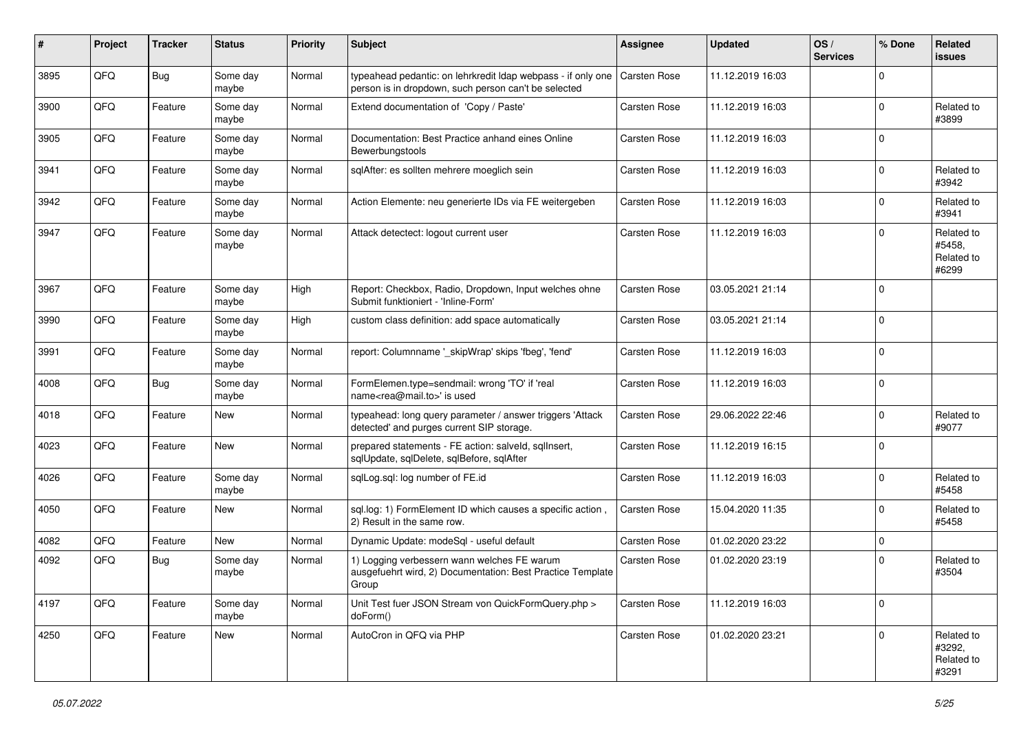| # | Project | Tracker | Status | Priority | Subject | Assignee | Updated | OS / Services | % Done | Related issues |
|---|---|---|---|---|---|---|---|---|---|---|
| 3895 | QFQ | Bug | Some day maybe | Normal | typeahead pedantic: on lehrkredit ldap webpass - if only one person is in dropdown, such person can't be selected | Carsten Rose | 11.12.2019 16:03 | | 0 | |
| 3900 | QFQ | Feature | Some day maybe | Normal | Extend documentation of 'Copy / Paste' | Carsten Rose | 11.12.2019 16:03 | | 0 | Related to #3899 |
| 3905 | QFQ | Feature | Some day maybe | Normal | Documentation: Best Practice anhand eines Online Bewerbungstools | Carsten Rose | 11.12.2019 16:03 | | 0 | |
| 3941 | QFQ | Feature | Some day maybe | Normal | sqlAfter: es sollten mehrere moeglich sein | Carsten Rose | 11.12.2019 16:03 | | 0 | Related to #3942 |
| 3942 | QFQ | Feature | Some day maybe | Normal | Action Elemente: neu generierte IDs via FE weitergeben | Carsten Rose | 11.12.2019 16:03 | | 0 | Related to #3941 |
| 3947 | QFQ | Feature | Some day maybe | Normal | Attack detectect: logout current user | Carsten Rose | 11.12.2019 16:03 | | 0 | Related to #5458, Related to #6299 |
| 3967 | QFQ | Feature | Some day maybe | High | Report: Checkbox, Radio, Dropdown, Input welches ohne Submit funktioniert - 'Inline-Form' | Carsten Rose | 03.05.2021 21:14 | | 0 | |
| 3990 | QFQ | Feature | Some day maybe | High | custom class definition: add space automatically | Carsten Rose | 03.05.2021 21:14 | | 0 | |
| 3991 | QFQ | Feature | Some day maybe | Normal | report: Columnname '_skipWrap' skips 'fbeg', 'fend' | Carsten Rose | 11.12.2019 16:03 | | 0 | |
| 4008 | QFQ | Bug | Some day maybe | Normal | FormElemen.type=sendmail: wrong 'TO' if 'real name<rea@mail.to>' is used | Carsten Rose | 11.12.2019 16:03 | | 0 | |
| 4018 | QFQ | Feature | New | Normal | typeahead: long query parameter / answer triggers 'Attack detected' and purges current SIP storage. | Carsten Rose | 29.06.2022 22:46 | | 0 | Related to #9077 |
| 4023 | QFQ | Feature | New | Normal | prepared statements - FE action: salveld, sqlInsert, sqlUpdate, sqlDelete, sqlBefore, sqlAfter | Carsten Rose | 11.12.2019 16:15 | | 0 | |
| 4026 | QFQ | Feature | Some day maybe | Normal | sqlLog.sql: log number of FE.id | Carsten Rose | 11.12.2019 16:03 | | 0 | Related to #5458 |
| 4050 | QFQ | Feature | New | Normal | sql.log: 1) FormElement ID which causes a specific action , 2) Result in the same row. | Carsten Rose | 15.04.2020 11:35 | | 0 | Related to #5458 |
| 4082 | QFQ | Feature | New | Normal | Dynamic Update: modeSql - useful default | Carsten Rose | 01.02.2020 23:22 | | 0 | |
| 4092 | QFQ | Bug | Some day maybe | Normal | 1) Logging verbessern wann welches FE warum ausgefuehrt wird, 2) Documentation: Best Practice Template Group | Carsten Rose | 01.02.2020 23:19 | | 0 | Related to #3504 |
| 4197 | QFQ | Feature | Some day maybe | Normal | Unit Test fuer JSON Stream von QuickFormQuery.php > doForm() | Carsten Rose | 11.12.2019 16:03 | | 0 | |
| 4250 | QFQ | Feature | New | Normal | AutoCron in QFQ via PHP | Carsten Rose | 01.02.2020 23:21 | | 0 | Related to #3292, Related to #3291 |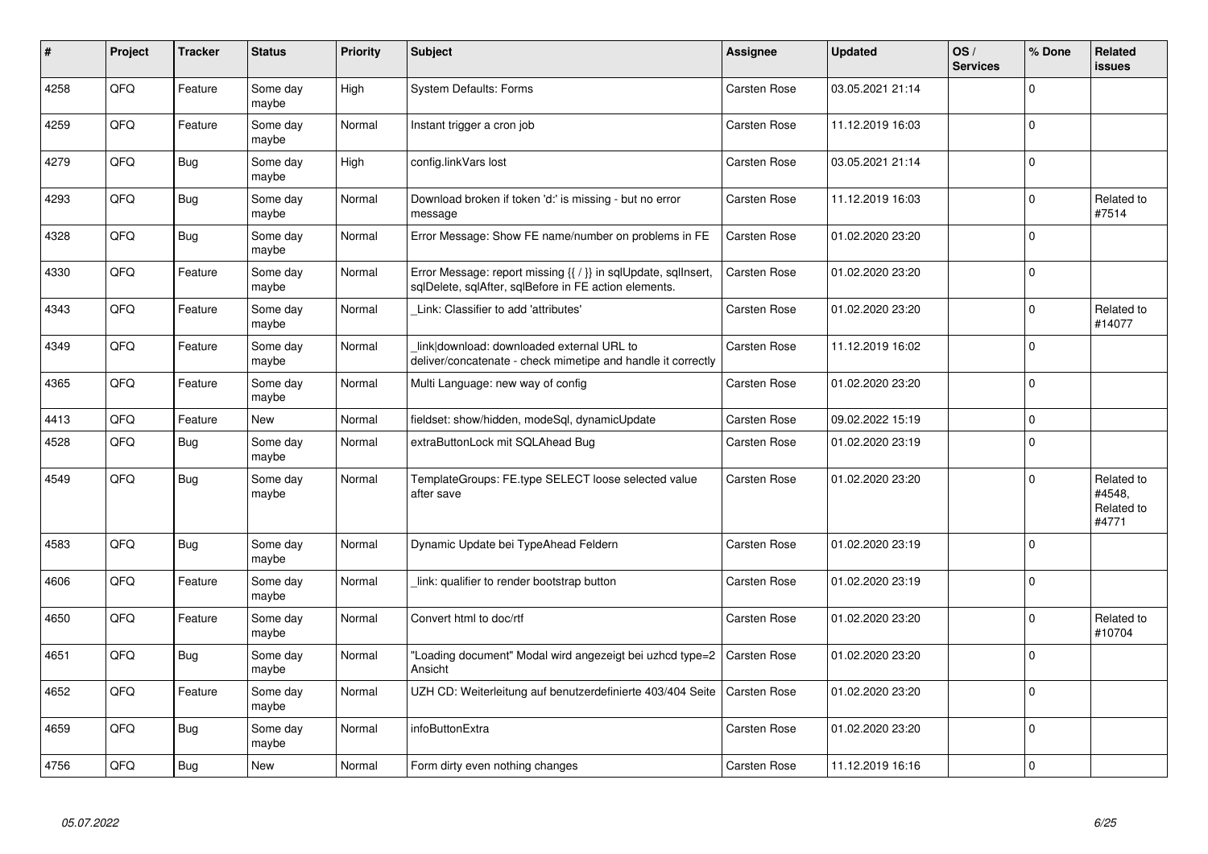| # | Project | Tracker | Status | Priority | Subject | Assignee | Updated | OS / Services | % Done | Related issues |
|---|---|---|---|---|---|---|---|---|---|---|
| 4258 | QFQ | Feature | Some day maybe | High | System Defaults: Forms | Carsten Rose | 03.05.2021 21:14 | | 0 | |
| 4259 | QFQ | Feature | Some day maybe | Normal | Instant trigger a cron job | Carsten Rose | 11.12.2019 16:03 | | 0 | |
| 4279 | QFQ | Bug | Some day maybe | High | config.linkVars lost | Carsten Rose | 03.05.2021 21:14 | | 0 | |
| 4293 | QFQ | Bug | Some day maybe | Normal | Download broken if token 'd:' is missing - but no error message | Carsten Rose | 11.12.2019 16:03 | | 0 | Related to #7514 |
| 4328 | QFQ | Bug | Some day maybe | Normal | Error Message: Show FE name/number on problems in FE | Carsten Rose | 01.02.2020 23:20 | | 0 | |
| 4330 | QFQ | Feature | Some day maybe | Normal | Error Message: report missing {{ / }} in sqlUpdate, sqlInsert, sqlDelete, sqlAfter, sqlBefore in FE action elements. | Carsten Rose | 01.02.2020 23:20 | | 0 | |
| 4343 | QFQ | Feature | Some day maybe | Normal | _Link: Classifier to add 'attributes' | Carsten Rose | 01.02.2020 23:20 | | 0 | Related to #14077 |
| 4349 | QFQ | Feature | Some day maybe | Normal | _link\|download: downloaded external URL to deliver/concatenate - check mimetipe and handle it correctly | Carsten Rose | 11.12.2019 16:02 | | 0 | |
| 4365 | QFQ | Feature | Some day maybe | Normal | Multi Language: new way of config | Carsten Rose | 01.02.2020 23:20 | | 0 | |
| 4413 | QFQ | Feature | New | Normal | fieldset: show/hidden, modeSql, dynamicUpdate | Carsten Rose | 09.02.2022 15:19 | | 0 | |
| 4528 | QFQ | Bug | Some day maybe | Normal | extraButtonLock mit SQLAhead Bug | Carsten Rose | 01.02.2020 23:19 | | 0 | |
| 4549 | QFQ | Bug | Some day maybe | Normal | TemplateGroups: FE.type SELECT loose selected value after save | Carsten Rose | 01.02.2020 23:20 | | 0 | Related to #4548, Related to #4771 |
| 4583 | QFQ | Bug | Some day maybe | Normal | Dynamic Update bei TypeAhead Feldern | Carsten Rose | 01.02.2020 23:19 | | 0 | |
| 4606 | QFQ | Feature | Some day maybe | Normal | _link: qualifier to render bootstrap button | Carsten Rose | 01.02.2020 23:19 | | 0 | |
| 4650 | QFQ | Feature | Some day maybe | Normal | Convert html to doc/rtf | Carsten Rose | 01.02.2020 23:20 | | 0 | Related to #10704 |
| 4651 | QFQ | Bug | Some day maybe | Normal | "Loading document" Modal wird angezeigt bei uzhcd type=2 Ansicht | Carsten Rose | 01.02.2020 23:20 | | 0 | |
| 4652 | QFQ | Feature | Some day maybe | Normal | UZH CD: Weiterleitung auf benutzerdefinierte 403/404 Seite | Carsten Rose | 01.02.2020 23:20 | | 0 | |
| 4659 | QFQ | Bug | Some day maybe | Normal | infoButtonExtra | Carsten Rose | 01.02.2020 23:20 | | 0 | |
| 4756 | QFQ | Bug | New | Normal | Form dirty even nothing changes | Carsten Rose | 11.12.2019 16:16 | | 0 | |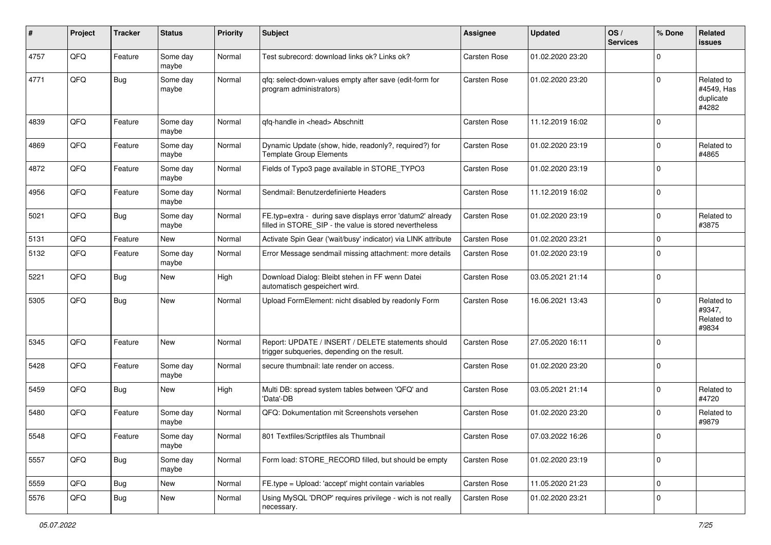| # | Project | Tracker | Status | Priority | Subject | Assignee | Updated | OS / Services | % Done | Related issues |
|---|---|---|---|---|---|---|---|---|---|---|
| 4757 | QFQ | Feature | Some day maybe | Normal | Test subrecord: download links ok? Links ok? | Carsten Rose | 01.02.2020 23:20 | | 0 | |
| 4771 | QFQ | Bug | Some day maybe | Normal | qfq: select-down-values empty after save (edit-form for program administrators) | Carsten Rose | 01.02.2020 23:20 | | 0 | Related to #4549, Has duplicate #4282 |
| 4839 | QFQ | Feature | Some day maybe | Normal | qfq-handle in <head> Abschnitt | Carsten Rose | 11.12.2019 16:02 | | 0 | |
| 4869 | QFQ | Feature | Some day maybe | Normal | Dynamic Update (show, hide, readonly?, required?) for Template Group Elements | Carsten Rose | 01.02.2020 23:19 | | 0 | Related to #4865 |
| 4872 | QFQ | Feature | Some day maybe | Normal | Fields of Typo3 page available in STORE_TYPO3 | Carsten Rose | 01.02.2020 23:19 | | 0 | |
| 4956 | QFQ | Feature | Some day maybe | Normal | Sendmail: Benutzerdefinierte Headers | Carsten Rose | 11.12.2019 16:02 | | 0 | |
| 5021 | QFQ | Bug | Some day maybe | Normal | FE.typ=extra - during save displays error 'datum2' already filled in STORE_SIP - the value is stored nevertheless | Carsten Rose | 01.02.2020 23:19 | | 0 | Related to #3875 |
| 5131 | QFQ | Feature | New | Normal | Activate Spin Gear ('wait/busy' indicator) via LINK attribute | Carsten Rose | 01.02.2020 23:21 | | 0 | |
| 5132 | QFQ | Feature | Some day maybe | Normal | Error Message sendmail missing attachment: more details | Carsten Rose | 01.02.2020 23:19 | | 0 | |
| 5221 | QFQ | Bug | New | High | Download Dialog: Bleibt stehen in FF wenn Datei automatisch gespeichert wird. | Carsten Rose | 03.05.2021 21:14 | | 0 | |
| 5305 | QFQ | Bug | New | Normal | Upload FormElement: nicht disabled by readonly Form | Carsten Rose | 16.06.2021 13:43 | | 0 | Related to #9347, Related to #9834 |
| 5345 | QFQ | Feature | New | Normal | Report: UPDATE / INSERT / DELETE statements should trigger subqueries, depending on the result. | Carsten Rose | 27.05.2020 16:11 | | 0 | |
| 5428 | QFQ | Feature | Some day maybe | Normal | secure thumbnail: late render on access. | Carsten Rose | 01.02.2020 23:20 | | 0 | |
| 5459 | QFQ | Bug | New | High | Multi DB: spread system tables between 'QFQ' and 'Data'-DB | Carsten Rose | 03.05.2021 21:14 | | 0 | Related to #4720 |
| 5480 | QFQ | Feature | Some day maybe | Normal | QFQ: Dokumentation mit Screenshots versehen | Carsten Rose | 01.02.2020 23:20 | | 0 | Related to #9879 |
| 5548 | QFQ | Feature | Some day maybe | Normal | 801 Textfiles/Scriptfiles als Thumbnail | Carsten Rose | 07.03.2022 16:26 | | 0 | |
| 5557 | QFQ | Bug | Some day maybe | Normal | Form load: STORE_RECORD filled, but should be empty | Carsten Rose | 01.02.2020 23:19 | | 0 | |
| 5559 | QFQ | Bug | New | Normal | FE.type = Upload: 'accept' might contain variables | Carsten Rose | 11.05.2020 21:23 | | 0 | |
| 5576 | QFQ | Bug | New | Normal | Using MySQL 'DROP' requires privilege - wich is not really necessary. | Carsten Rose | 01.02.2020 23:21 | | 0 | |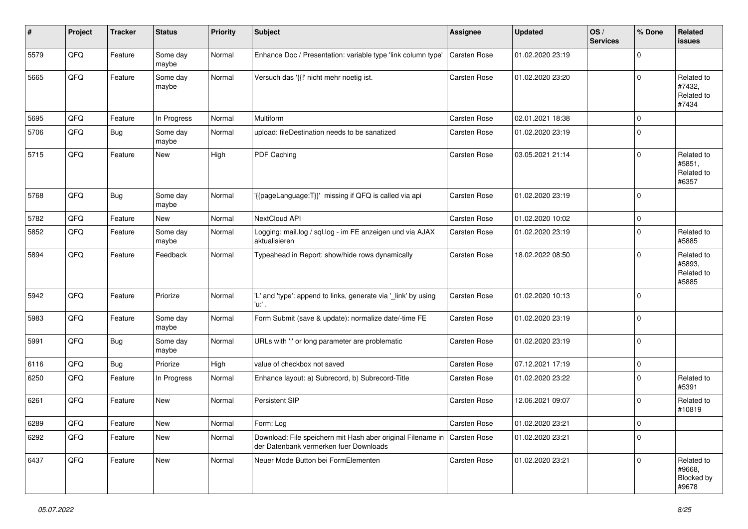| # | Project | Tracker | Status | Priority | Subject | Assignee | Updated | OS / Services | % Done | Related issues |
|---|---|---|---|---|---|---|---|---|---|---|
| 5579 | QFQ | Feature | Some day maybe | Normal | Enhance Doc / Presentation: variable type 'link column type' | Carsten Rose | 01.02.2020 23:19 | | 0 | |
| 5665 | QFQ | Feature | Some day maybe | Normal | Versuch das '{{!' nicht mehr noetig ist. | Carsten Rose | 01.02.2020 23:20 | | 0 | Related to #7432, Related to #7434 |
| 5695 | QFQ | Feature | In Progress | Normal | Multiform | Carsten Rose | 02.01.2021 18:38 | | 0 | |
| 5706 | QFQ | Bug | Some day maybe | Normal | upload: fileDestination needs to be sanatized | Carsten Rose | 01.02.2020 23:19 | | 0 | |
| 5715 | QFQ | Feature | New | High | PDF Caching | Carsten Rose | 03.05.2021 21:14 | | 0 | Related to #5851, Related to #6357 |
| 5768 | QFQ | Bug | Some day maybe | Normal | '{{pageLanguage:T}}' missing if QFQ is called via api | Carsten Rose | 01.02.2020 23:19 | | 0 | |
| 5782 | QFQ | Feature | New | Normal | NextCloud API | Carsten Rose | 01.02.2020 10:02 | | 0 | |
| 5852 | QFQ | Feature | Some day maybe | Normal | Logging: mail.log / sql.log - im FE anzeigen und via AJAX aktualisieren | Carsten Rose | 01.02.2020 23:19 | | 0 | Related to #5885 |
| 5894 | QFQ | Feature | Feedback | Normal | Typeahead in Report: show/hide rows dynamically | Carsten Rose | 18.02.2022 08:50 | | 0 | Related to #5893, Related to #5885 |
| 5942 | QFQ | Feature | Priorize | Normal | 'L' and 'type': append to links, generate via '_link' by using 'u:' . | Carsten Rose | 01.02.2020 10:13 | | 0 | |
| 5983 | QFQ | Feature | Some day maybe | Normal | Form Submit (save & update): normalize date/-time FE | Carsten Rose | 01.02.2020 23:19 | | 0 | |
| 5991 | QFQ | Bug | Some day maybe | Normal | URLs with '\|' or long parameter are problematic | Carsten Rose | 01.02.2020 23:19 | | 0 | |
| 6116 | QFQ | Bug | Priorize | High | value of checkbox not saved | Carsten Rose | 07.12.2021 17:19 | | 0 | |
| 6250 | QFQ | Feature | In Progress | Normal | Enhance layout: a) Subrecord, b) Subrecord-Title | Carsten Rose | 01.02.2020 23:22 | | 0 | Related to #5391 |
| 6261 | QFQ | Feature | New | Normal | Persistent SIP | Carsten Rose | 12.06.2021 09:07 | | 0 | Related to #10819 |
| 6289 | QFQ | Feature | New | Normal | Form: Log | Carsten Rose | 01.02.2020 23:21 | | 0 | |
| 6292 | QFQ | Feature | New | Normal | Download: File speichern mit Hash aber original Filename in der Datenbank vermerken fuer Downloads | Carsten Rose | 01.02.2020 23:21 | | 0 | |
| 6437 | QFQ | Feature | New | Normal | Neuer Mode Button bei FormElementen | Carsten Rose | 01.02.2020 23:21 | | 0 | Related to #9668, Blocked by #9678 |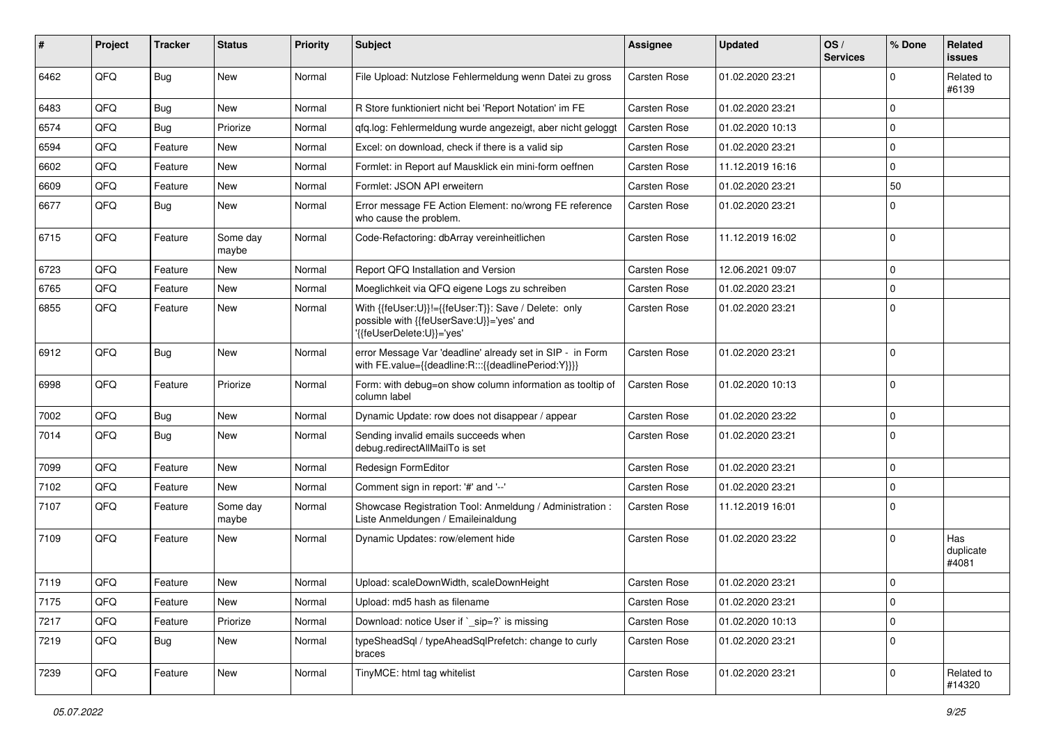| # | Project | Tracker | Status | Priority | Subject | Assignee | Updated | OS / Services | % Done | Related issues |
|---|---|---|---|---|---|---|---|---|---|---|
| 6462 | QFQ | Bug | New | Normal | File Upload: Nutzlose Fehlermeldung wenn Datei zu gross | Carsten Rose | 01.02.2020 23:21 | | 0 | Related to #6139 |
| 6483 | QFQ | Bug | New | Normal | R Store funktioniert nicht bei 'Report Notation' im FE | Carsten Rose | 01.02.2020 23:21 | | 0 | |
| 6574 | QFQ | Bug | Priorize | Normal | qfq.log: Fehlermeldung wurde angezeigt, aber nicht geloggt | Carsten Rose | 01.02.2020 10:13 | | 0 | |
| 6594 | QFQ | Feature | New | Normal | Excel: on download, check if there is a valid sip | Carsten Rose | 01.02.2020 23:21 | | 0 | |
| 6602 | QFQ | Feature | New | Normal | Formlet: in Report auf Mausklick ein mini-form oeffnen | Carsten Rose | 11.12.2019 16:16 | | 0 | |
| 6609 | QFQ | Feature | New | Normal | Formlet: JSON API erweitern | Carsten Rose | 01.02.2020 23:21 | | 50 | |
| 6677 | QFQ | Bug | New | Normal | Error message FE Action Element: no/wrong FE reference who cause the problem. | Carsten Rose | 01.02.2020 23:21 | | 0 | |
| 6715 | QFQ | Feature | Some day maybe | Normal | Code-Refactoring: dbArray vereinheitlichen | Carsten Rose | 11.12.2019 16:02 | | 0 | |
| 6723 | QFQ | Feature | New | Normal | Report QFQ Installation and Version | Carsten Rose | 12.06.2021 09:07 | | 0 | |
| 6765 | QFQ | Feature | New | Normal | Moeglichkeit via QFQ eigene Logs zu schreiben | Carsten Rose | 01.02.2020 23:21 | | 0 | |
| 6855 | QFQ | Feature | New | Normal | With {{feUser:U}}!={{feUser:T}}: Save / Delete: only possible with {{feUserSave:U}}='yes' and '{{feUserDelete:U}}='yes' | Carsten Rose | 01.02.2020 23:21 | | 0 | |
| 6912 | QFQ | Bug | New | Normal | error Message Var 'deadline' already set in SIP - in Form with FE.value={{deadline:R:::{{deadlinePeriod:Y}}}} | Carsten Rose | 01.02.2020 23:21 | | 0 | |
| 6998 | QFQ | Feature | Priorize | Normal | Form: with debug=on show column information as tooltip of column label | Carsten Rose | 01.02.2020 10:13 | | 0 | |
| 7002 | QFQ | Bug | New | Normal | Dynamic Update: row does not disappear / appear | Carsten Rose | 01.02.2020 23:22 | | 0 | |
| 7014 | QFQ | Bug | New | Normal | Sending invalid emails succeeds when debug.redirectAllMailTo is set | Carsten Rose | 01.02.2020 23:21 | | 0 | |
| 7099 | QFQ | Feature | New | Normal | Redesign FormEditor | Carsten Rose | 01.02.2020 23:21 | | 0 | |
| 7102 | QFQ | Feature | New | Normal | Comment sign in report: '#' and '--' | Carsten Rose | 01.02.2020 23:21 | | 0 | |
| 7107 | QFQ | Feature | Some day maybe | Normal | Showcase Registration Tool: Anmeldung / Administration : Liste Anmeldungen / Emaileinaldung | Carsten Rose | 11.12.2019 16:01 | | 0 | |
| 7109 | QFQ | Feature | New | Normal | Dynamic Updates: row/element hide | Carsten Rose | 01.02.2020 23:22 | | 0 | Has duplicate #4081 |
| 7119 | QFQ | Feature | New | Normal | Upload: scaleDownWidth, scaleDownHeight | Carsten Rose | 01.02.2020 23:21 | | 0 | |
| 7175 | QFQ | Feature | New | Normal | Upload: md5 hash as filename | Carsten Rose | 01.02.2020 23:21 | | 0 | |
| 7217 | QFQ | Feature | Priorize | Normal | Download: notice User if `_sip=?` is missing | Carsten Rose | 01.02.2020 10:13 | | 0 | |
| 7219 | QFQ | Bug | New | Normal | typeSheadSql / typeAheadSqlPrefetch: change to curly braces | Carsten Rose | 01.02.2020 23:21 | | 0 | |
| 7239 | QFQ | Feature | New | Normal | TinyMCE: html tag whitelist | Carsten Rose | 01.02.2020 23:21 | | 0 | Related to #14320 |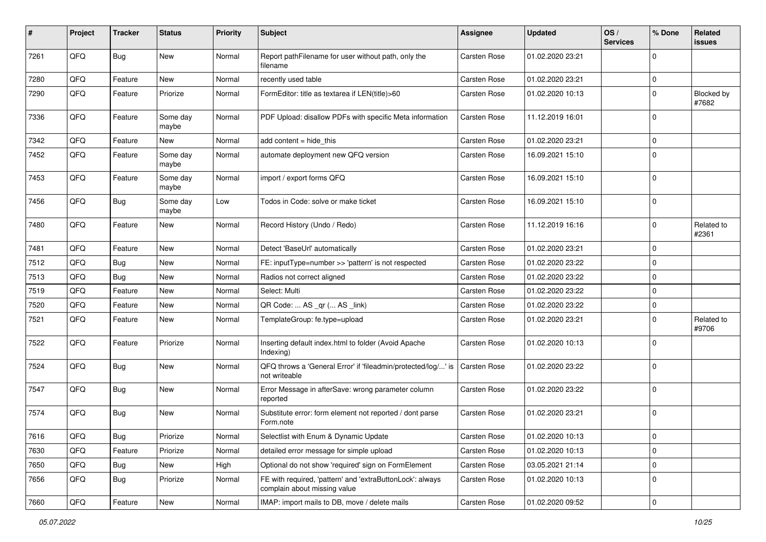| # | Project | Tracker | Status | Priority | Subject | Assignee | Updated | OS / Services | % Done | Related issues |
|---|---|---|---|---|---|---|---|---|---|---|
| 7261 | QFQ | Bug | New | Normal | Report pathFilename for user without path, only the filename | Carsten Rose | 01.02.2020 23:21 | | 0 | |
| 7280 | QFQ | Feature | New | Normal | recently used table | Carsten Rose | 01.02.2020 23:21 | | 0 | |
| 7290 | QFQ | Feature | Priorize | Normal | FormEditor: title as textarea if LEN(title)>60 | Carsten Rose | 01.02.2020 10:13 | | 0 | Blocked by #7682 |
| 7336 | QFQ | Feature | Some day maybe | Normal | PDF Upload: disallow PDFs with specific Meta information | Carsten Rose | 11.12.2019 16:01 | | 0 | |
| 7342 | QFQ | Feature | New | Normal | add content = hide_this | Carsten Rose | 01.02.2020 23:21 | | 0 | |
| 7452 | QFQ | Feature | Some day maybe | Normal | automate deployment new QFQ version | Carsten Rose | 16.09.2021 15:10 | | 0 | |
| 7453 | QFQ | Feature | Some day maybe | Normal | import / export forms QFQ | Carsten Rose | 16.09.2021 15:10 | | 0 | |
| 7456 | QFQ | Bug | Some day maybe | Low | Todos in Code: solve or make ticket | Carsten Rose | 16.09.2021 15:10 | | 0 | |
| 7480 | QFQ | Feature | New | Normal | Record History (Undo / Redo) | Carsten Rose | 11.12.2019 16:16 | | 0 | Related to #2361 |
| 7481 | QFQ | Feature | New | Normal | Detect 'BaseUrl' automatically | Carsten Rose | 01.02.2020 23:21 | | 0 | |
| 7512 | QFQ | Bug | New | Normal | FE: inputType=number >> 'pattern' is not respected | Carsten Rose | 01.02.2020 23:22 | | 0 | |
| 7513 | QFQ | Bug | New | Normal | Radios not correct aligned | Carsten Rose | 01.02.2020 23:22 | | 0 | |
| 7519 | QFQ | Feature | New | Normal | Select: Multi | Carsten Rose | 01.02.2020 23:22 | | 0 | |
| 7520 | QFQ | Feature | New | Normal | QR Code: ... AS _qr ( ... AS _link) | Carsten Rose | 01.02.2020 23:22 | | 0 | |
| 7521 | QFQ | Feature | New | Normal | TemplateGroup: fe.type=upload | Carsten Rose | 01.02.2020 23:21 | | 0 | Related to #9706 |
| 7522 | QFQ | Feature | Priorize | Normal | Inserting default index.html to folder (Avoid Apache Indexing) | Carsten Rose | 01.02.2020 10:13 | | 0 | |
| 7524 | QFQ | Bug | New | Normal | QFQ throws a 'General Error' if 'fileadmin/protected/log/...' is not writeable | Carsten Rose | 01.02.2020 23:22 | | 0 | |
| 7547 | QFQ | Bug | New | Normal | Error Message in afterSave: wrong parameter column reported | Carsten Rose | 01.02.2020 23:22 | | 0 | |
| 7574 | QFQ | Bug | New | Normal | Substitute error: form element not reported / dont parse Form.note | Carsten Rose | 01.02.2020 23:21 | | 0 | |
| 7616 | QFQ | Bug | Priorize | Normal | Selectlist with Enum & Dynamic Update | Carsten Rose | 01.02.2020 10:13 | | 0 | |
| 7630 | QFQ | Feature | Priorize | Normal | detailed error message for simple upload | Carsten Rose | 01.02.2020 10:13 | | 0 | |
| 7650 | QFQ | Bug | New | High | Optional do not show 'required' sign on FormElement | Carsten Rose | 03.05.2021 21:14 | | 0 | |
| 7656 | QFQ | Bug | Priorize | Normal | FE with required, 'pattern' and 'extraButtonLock': always complain about missing value | Carsten Rose | 01.02.2020 10:13 | | 0 | |
| 7660 | QFQ | Feature | New | Normal | IMAP: import mails to DB, move / delete mails | Carsten Rose | 01.02.2020 09:52 | | 0 | |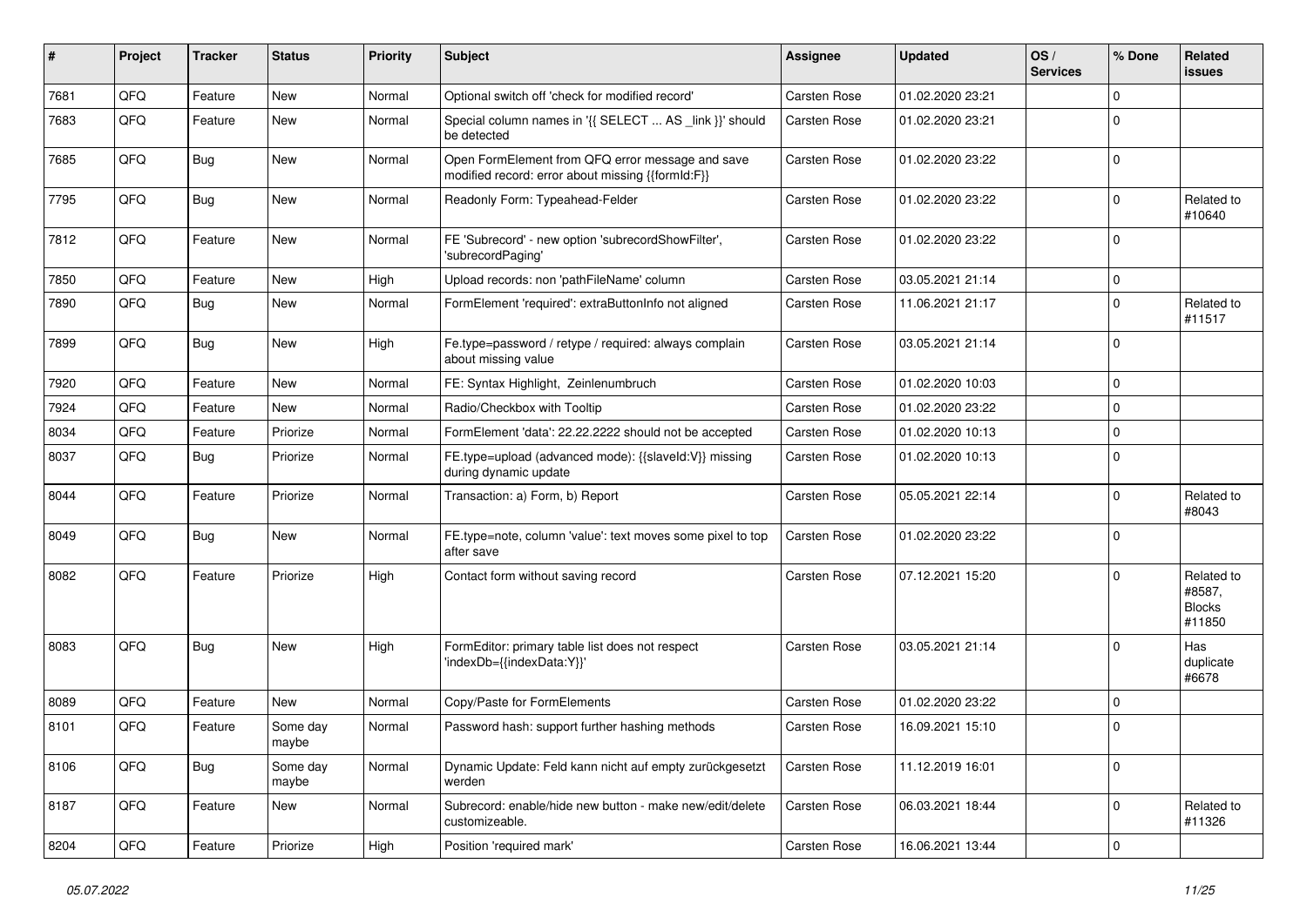| # | Project | Tracker | Status | Priority | Subject | Assignee | Updated | OS / Services | % Done | Related issues |
|---|---|---|---|---|---|---|---|---|---|---|
| 7681 | QFQ | Feature | New | Normal | Optional switch off 'check for modified record' | Carsten Rose | 01.02.2020 23:21 | | 0 | |
| 7683 | QFQ | Feature | New | Normal | Special column names in '{{ SELECT ... AS _link }}' should be detected | Carsten Rose | 01.02.2020 23:21 | | 0 | |
| 7685 | QFQ | Bug | New | Normal | Open FormElement from QFQ error message and save modified record: error about missing {{formId:F}} | Carsten Rose | 01.02.2020 23:22 | | 0 | |
| 7795 | QFQ | Bug | New | Normal | Readonly Form: Typeahead-Felder | Carsten Rose | 01.02.2020 23:22 | | 0 | Related to #10640 |
| 7812 | QFQ | Feature | New | Normal | FE 'Subrecord' - new option 'subrecordShowFilter', 'subrecordPaging' | Carsten Rose | 01.02.2020 23:22 | | 0 | |
| 7850 | QFQ | Feature | New | High | Upload records: non 'pathFileName' column | Carsten Rose | 03.05.2021 21:14 | | 0 | |
| 7890 | QFQ | Bug | New | Normal | FormElement 'required': extraButtonInfo not aligned | Carsten Rose | 11.06.2021 21:17 | | 0 | Related to #11517 |
| 7899 | QFQ | Bug | New | High | Fe.type=password / retype / required: always complain about missing value | Carsten Rose | 03.05.2021 21:14 | | 0 | |
| 7920 | QFQ | Feature | New | Normal | FE: Syntax Highlight, Zeinlenumbruch | Carsten Rose | 01.02.2020 10:03 | | 0 | |
| 7924 | QFQ | Feature | New | Normal | Radio/Checkbox with Tooltip | Carsten Rose | 01.02.2020 23:22 | | 0 | |
| 8034 | QFQ | Feature | Priorize | Normal | FormElement 'data': 22.22.2222 should not be accepted | Carsten Rose | 01.02.2020 10:13 | | 0 | |
| 8037 | QFQ | Bug | Priorize | Normal | FE.type=upload (advanced mode): {{slaveId:V}} missing during dynamic update | Carsten Rose | 01.02.2020 10:13 | | 0 | |
| 8044 | QFQ | Feature | Priorize | Normal | Transaction: a) Form, b) Report | Carsten Rose | 05.05.2021 22:14 | | 0 | Related to #8043 |
| 8049 | QFQ | Bug | New | Normal | FE.type=note, column 'value': text moves some pixel to top after save | Carsten Rose | 01.02.2020 23:22 | | 0 | |
| 8082 | QFQ | Feature | Priorize | High | Contact form without saving record | Carsten Rose | 07.12.2021 15:20 | | 0 | Related to #8587, Blocks #11850 |
| 8083 | QFQ | Bug | New | High | FormEditor: primary table list does not respect 'indexDb={{indexData:Y}}' | Carsten Rose | 03.05.2021 21:14 | | 0 | Has duplicate #6678 |
| 8089 | QFQ | Feature | New | Normal | Copy/Paste for FormElements | Carsten Rose | 01.02.2020 23:22 | | 0 | |
| 8101 | QFQ | Feature | Some day maybe | Normal | Password hash: support further hashing methods | Carsten Rose | 16.09.2021 15:10 | | 0 | |
| 8106 | QFQ | Bug | Some day maybe | Normal | Dynamic Update: Feld kann nicht auf empty zurückgesetzt werden | Carsten Rose | 11.12.2019 16:01 | | 0 | |
| 8187 | QFQ | Feature | New | Normal | Subrecord: enable/hide new button - make new/edit/delete customizeable. | Carsten Rose | 06.03.2021 18:44 | | 0 | Related to #11326 |
| 8204 | QFQ | Feature | Priorize | High | Position 'required mark' | Carsten Rose | 16.06.2021 13:44 | | 0 | |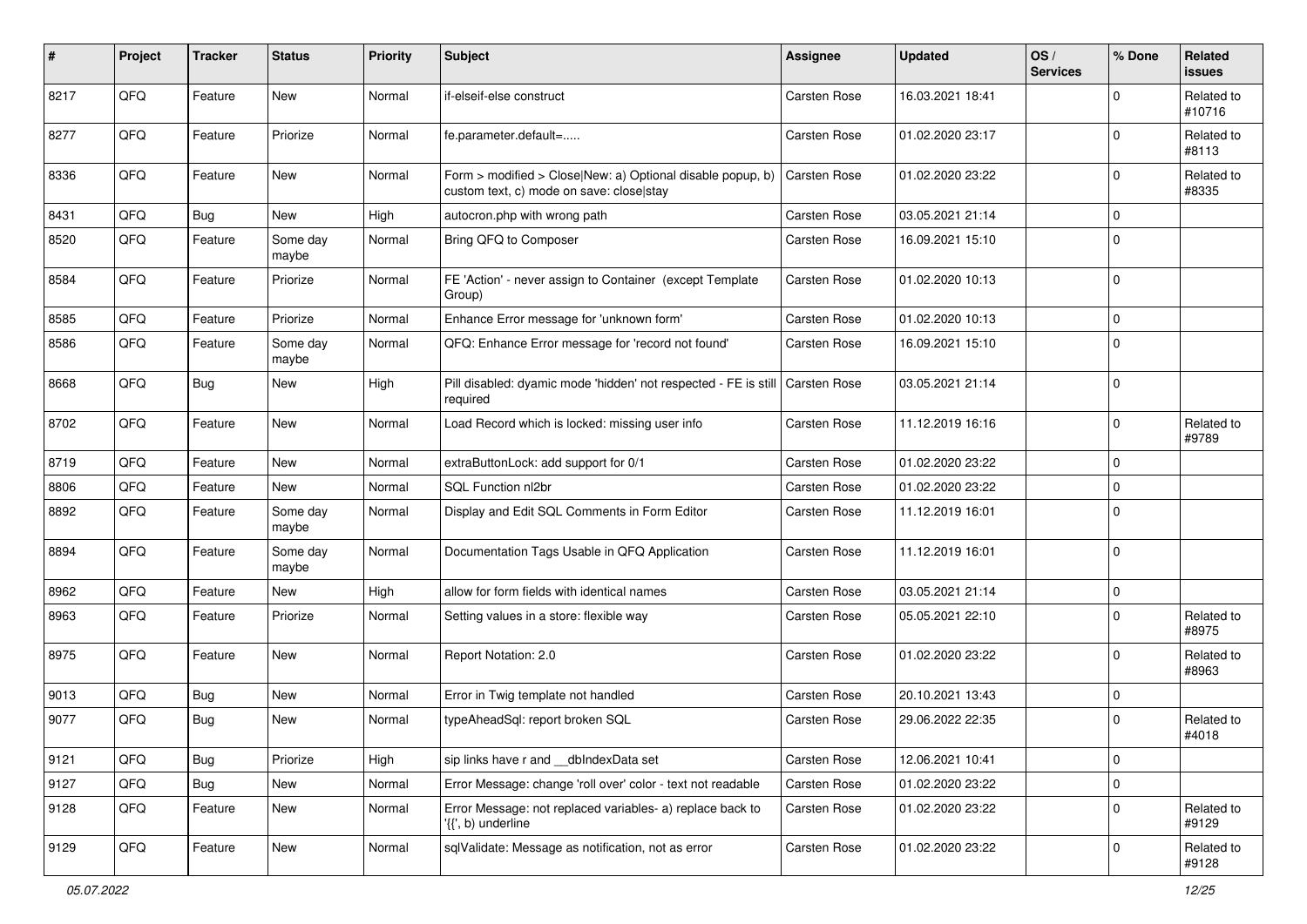| # | Project | Tracker | Status | Priority | Subject | Assignee | Updated | OS / Services | % Done | Related issues |
|---|---|---|---|---|---|---|---|---|---|---|
| 8217 | QFQ | Feature | New | Normal | if-elseif-else construct | Carsten Rose | 16.03.2021 18:41 | | 0 | Related to #10716 |
| 8277 | QFQ | Feature | Priorize | Normal | fe.parameter.default=..... | Carsten Rose | 01.02.2020 23:17 | | 0 | Related to #8113 |
| 8336 | QFQ | Feature | New | Normal | Form > modified > Close\|New: a) Optional disable popup, b) custom text, c) mode on save: close\|stay | Carsten Rose | 01.02.2020 23:22 | | 0 | Related to #8335 |
| 8431 | QFQ | Bug | New | High | autocron.php with wrong path | Carsten Rose | 03.05.2021 21:14 | | 0 | |
| 8520 | QFQ | Feature | Some day maybe | Normal | Bring QFQ to Composer | Carsten Rose | 16.09.2021 15:10 | | 0 | |
| 8584 | QFQ | Feature | Priorize | Normal | FE 'Action' - never assign to Container (except Template Group) | Carsten Rose | 01.02.2020 10:13 | | 0 | |
| 8585 | QFQ | Feature | Priorize | Normal | Enhance Error message for 'unknown form' | Carsten Rose | 01.02.2020 10:13 | | 0 | |
| 8586 | QFQ | Feature | Some day maybe | Normal | QFQ: Enhance Error message for 'record not found' | Carsten Rose | 16.09.2021 15:10 | | 0 | |
| 8668 | QFQ | Bug | New | High | Pill disabled: dyamic mode 'hidden' not respected - FE is still required | Carsten Rose | 03.05.2021 21:14 | | 0 | |
| 8702 | QFQ | Feature | New | Normal | Load Record which is locked: missing user info | Carsten Rose | 11.12.2019 16:16 | | 0 | Related to #9789 |
| 8719 | QFQ | Feature | New | Normal | extraButtonLock: add support for 0/1 | Carsten Rose | 01.02.2020 23:22 | | 0 | |
| 8806 | QFQ | Feature | New | Normal | SQL Function nl2br | Carsten Rose | 01.02.2020 23:22 | | 0 | |
| 8892 | QFQ | Feature | Some day maybe | Normal | Display and Edit SQL Comments in Form Editor | Carsten Rose | 11.12.2019 16:01 | | 0 | |
| 8894 | QFQ | Feature | Some day maybe | Normal | Documentation Tags Usable in QFQ Application | Carsten Rose | 11.12.2019 16:01 | | 0 | |
| 8962 | QFQ | Feature | New | High | allow for form fields with identical names | Carsten Rose | 03.05.2021 21:14 | | 0 | |
| 8963 | QFQ | Feature | Priorize | Normal | Setting values in a store: flexible way | Carsten Rose | 05.05.2021 22:10 | | 0 | Related to #8975 |
| 8975 | QFQ | Feature | New | Normal | Report Notation: 2.0 | Carsten Rose | 01.02.2020 23:22 | | 0 | Related to #8963 |
| 9013 | QFQ | Bug | New | Normal | Error in Twig template not handled | Carsten Rose | 20.10.2021 13:43 | | 0 | |
| 9077 | QFQ | Bug | New | Normal | typeAheadSql: report broken SQL | Carsten Rose | 29.06.2022 22:35 | | 0 | Related to #4018 |
| 9121 | QFQ | Bug | Priorize | High | sip links have r and __dbIndexData set | Carsten Rose | 12.06.2021 10:41 | | 0 | |
| 9127 | QFQ | Bug | New | Normal | Error Message: change 'roll over' color - text not readable | Carsten Rose | 01.02.2020 23:22 | | 0 | |
| 9128 | QFQ | Feature | New | Normal | Error Message: not replaced variables- a) replace back to '{{', b) underline | Carsten Rose | 01.02.2020 23:22 | | 0 | Related to #9129 |
| 9129 | QFQ | Feature | New | Normal | sqlValidate: Message as notification, not as error | Carsten Rose | 01.02.2020 23:22 | | 0 | Related to #9128 |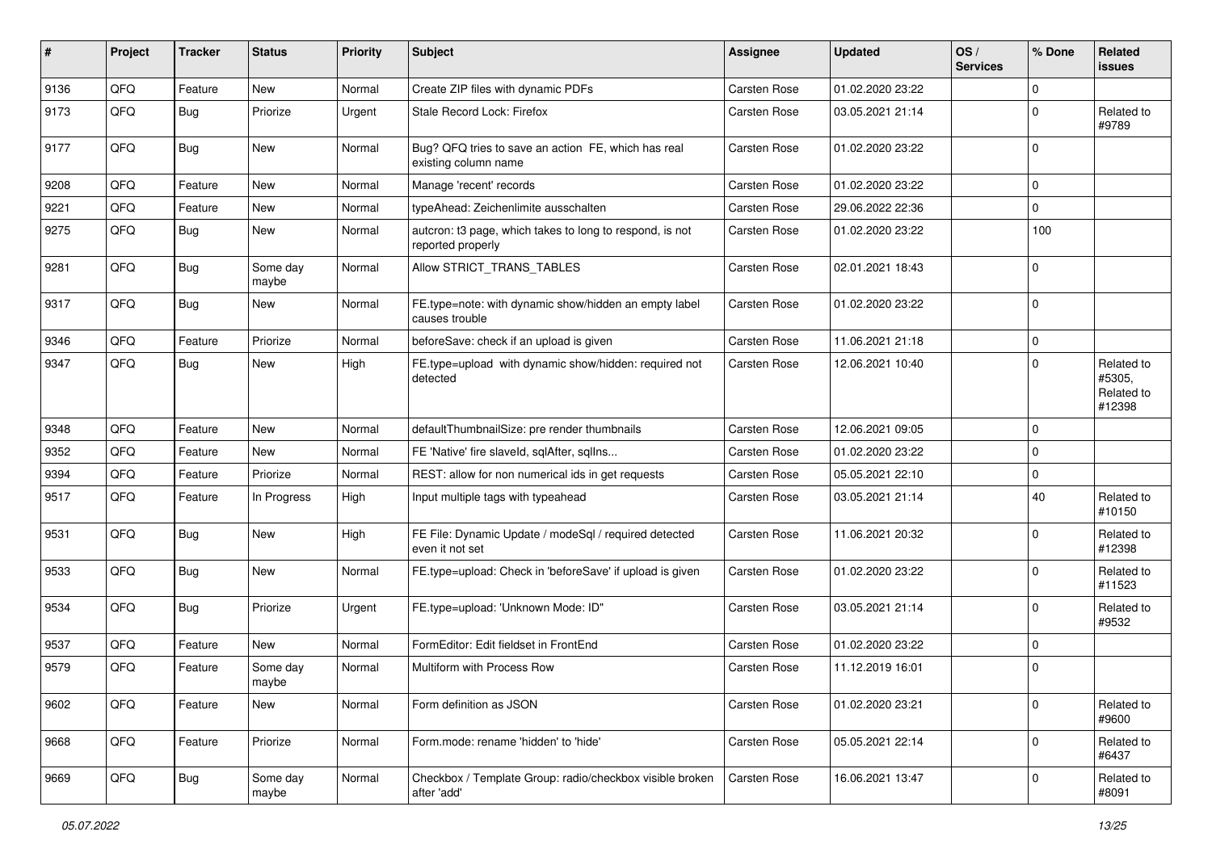| # | Project | Tracker | Status | Priority | Subject | Assignee | Updated | OS / Services | % Done | Related issues |
|---|---|---|---|---|---|---|---|---|---|---|
| 9136 | QFQ | Feature | New | Normal | Create ZIP files with dynamic PDFs | Carsten Rose | 01.02.2020 23:22 | | 0 | |
| 9173 | QFQ | Bug | Priorize | Urgent | Stale Record Lock: Firefox | Carsten Rose | 03.05.2021 21:14 | | 0 | Related to #9789 |
| 9177 | QFQ | Bug | New | Normal | Bug? QFQ tries to save an action FE, which has real existing column name | Carsten Rose | 01.02.2020 23:22 | | 0 | |
| 9208 | QFQ | Feature | New | Normal | Manage 'recent' records | Carsten Rose | 01.02.2020 23:22 | | 0 | |
| 9221 | QFQ | Feature | New | Normal | typeAhead: Zeichenlimite ausschalten | Carsten Rose | 29.06.2022 22:36 | | 0 | |
| 9275 | QFQ | Bug | New | Normal | autcron: t3 page, which takes to long to respond, is not reported properly | Carsten Rose | 01.02.2020 23:22 | | 100 | |
| 9281 | QFQ | Bug | Some day maybe | Normal | Allow STRICT_TRANS_TABLES | Carsten Rose | 02.01.2021 18:43 | | 0 | |
| 9317 | QFQ | Bug | New | Normal | FE.type=note: with dynamic show/hidden an empty label causes trouble | Carsten Rose | 01.02.2020 23:22 | | 0 | |
| 9346 | QFQ | Feature | Priorize | Normal | beforeSave: check if an upload is given | Carsten Rose | 11.06.2021 21:18 | | 0 | |
| 9347 | QFQ | Bug | New | High | FE.type=upload with dynamic show/hidden: required not detected | Carsten Rose | 12.06.2021 10:40 | | 0 | Related to #5305, Related to #12398 |
| 9348 | QFQ | Feature | New | Normal | defaultThumbnailSize: pre render thumbnails | Carsten Rose | 12.06.2021 09:05 | | 0 | |
| 9352 | QFQ | Feature | New | Normal | FE 'Native' fire slaveId, sqlAfter, sqlIns... | Carsten Rose | 01.02.2020 23:22 | | 0 | |
| 9394 | QFQ | Feature | Priorize | Normal | REST: allow for non numerical ids in get requests | Carsten Rose | 05.05.2021 22:10 | | 0 | |
| 9517 | QFQ | Feature | In Progress | High | Input multiple tags with typeahead | Carsten Rose | 03.05.2021 21:14 | | 40 | Related to #10150 |
| 9531 | QFQ | Bug | New | High | FE File: Dynamic Update / modeSql / required detected even it not set | Carsten Rose | 11.06.2021 20:32 | | 0 | Related to #12398 |
| 9533 | QFQ | Bug | New | Normal | FE.type=upload: Check in 'beforeSave' if upload is given | Carsten Rose | 01.02.2020 23:22 | | 0 | Related to #11523 |
| 9534 | QFQ | Bug | Priorize | Urgent | FE.type=upload: 'Unknown Mode: ID" | Carsten Rose | 03.05.2021 21:14 | | 0 | Related to #9532 |
| 9537 | QFQ | Feature | New | Normal | FormEditor: Edit fieldset in FrontEnd | Carsten Rose | 01.02.2020 23:22 | | 0 | |
| 9579 | QFQ | Feature | Some day maybe | Normal | Multiform with Process Row | Carsten Rose | 11.12.2019 16:01 | | 0 | |
| 9602 | QFQ | Feature | New | Normal | Form definition as JSON | Carsten Rose | 01.02.2020 23:21 | | 0 | Related to #9600 |
| 9668 | QFQ | Feature | Priorize | Normal | Form.mode: rename 'hidden' to 'hide' | Carsten Rose | 05.05.2021 22:14 | | 0 | Related to #6437 |
| 9669 | QFQ | Bug | Some day maybe | Normal | Checkbox / Template Group: radio/checkbox visible broken after 'add' | Carsten Rose | 16.06.2021 13:47 | | 0 | Related to #8091 |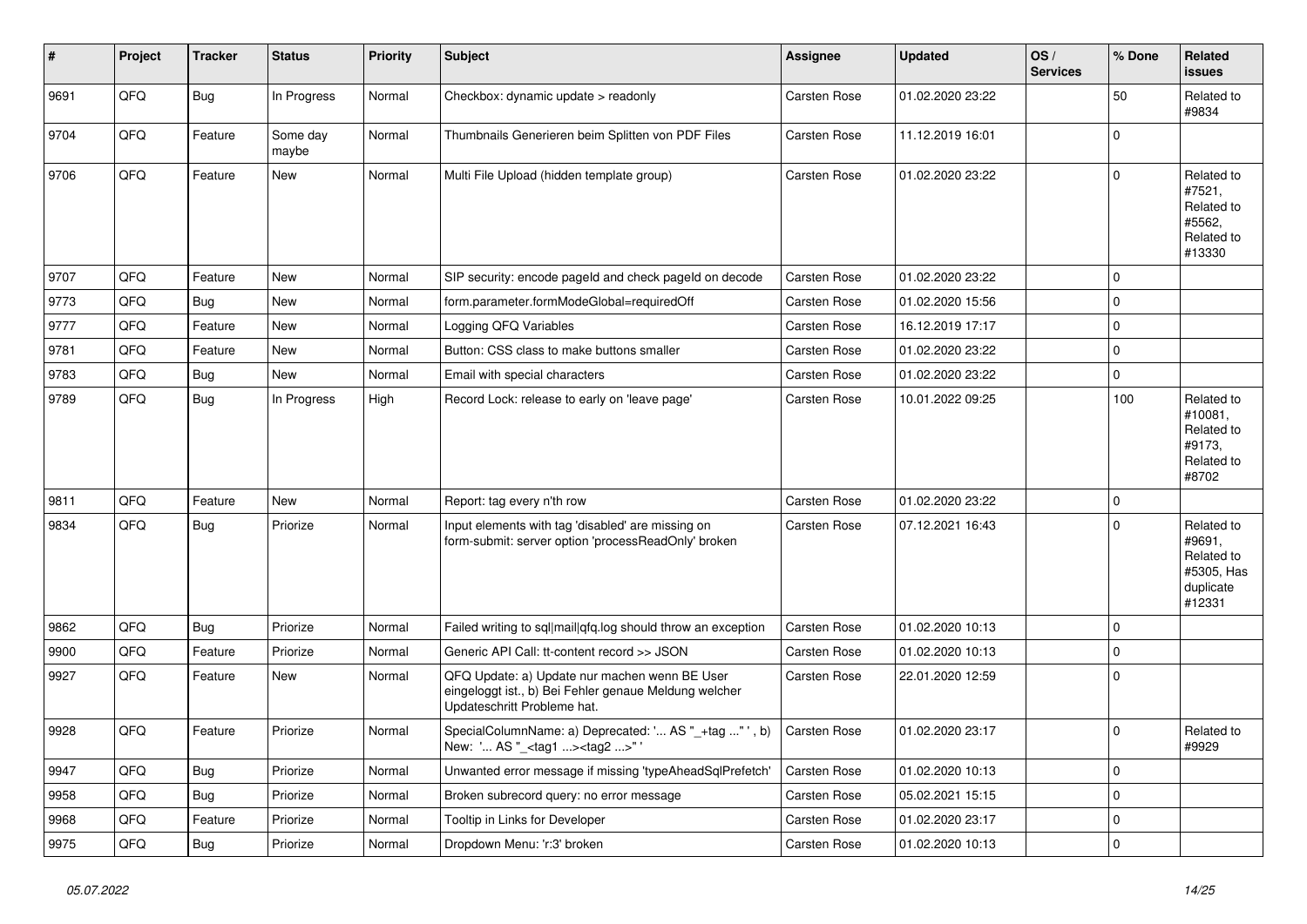| # | Project | Tracker | Status | Priority | Subject | Assignee | Updated | OS / Services | % Done | Related issues |
|---|---|---|---|---|---|---|---|---|---|---|
| 9691 | QFQ | Bug | In Progress | Normal | Checkbox: dynamic update > readonly | Carsten Rose | 01.02.2020 23:22 | | 50 | Related to #9834 |
| 9704 | QFQ | Feature | Some day maybe | Normal | Thumbnails Generieren beim Splitten von PDF Files | Carsten Rose | 11.12.2019 16:01 | | 0 | |
| 9706 | QFQ | Feature | New | Normal | Multi File Upload (hidden template group) | Carsten Rose | 01.02.2020 23:22 | | 0 | Related to #7521, Related to #5562, Related to #13330 |
| 9707 | QFQ | Feature | New | Normal | SIP security: encode pageId and check pageId on decode | Carsten Rose | 01.02.2020 23:22 | | 0 | |
| 9773 | QFQ | Bug | New | Normal | form.parameter.formModeGlobal=requiredOff | Carsten Rose | 01.02.2020 15:56 | | 0 | |
| 9777 | QFQ | Feature | New | Normal | Logging QFQ Variables | Carsten Rose | 16.12.2019 17:17 | | 0 | |
| 9781 | QFQ | Feature | New | Normal | Button: CSS class to make buttons smaller | Carsten Rose | 01.02.2020 23:22 | | 0 | |
| 9783 | QFQ | Bug | New | Normal | Email with special characters | Carsten Rose | 01.02.2020 23:22 | | 0 | |
| 9789 | QFQ | Bug | In Progress | High | Record Lock: release to early on 'leave page' | Carsten Rose | 10.01.2022 09:25 | | 100 | Related to #10081, Related to #9173, Related to #8702 |
| 9811 | QFQ | Feature | New | Normal | Report: tag every n'th row | Carsten Rose | 01.02.2020 23:22 | | 0 | |
| 9834 | QFQ | Bug | Priorize | Normal | Input elements with tag 'disabled' are missing on form-submit: server option 'processReadOnly' broken | Carsten Rose | 07.12.2021 16:43 | | 0 | Related to #9691, Related to #5305, Has duplicate #12331 |
| 9862 | QFQ | Bug | Priorize | Normal | Failed writing to sql\|mail\|qfq.log should throw an exception | Carsten Rose | 01.02.2020 10:13 | | 0 | |
| 9900 | QFQ | Feature | Priorize | Normal | Generic API Call: tt-content record >> JSON | Carsten Rose | 01.02.2020 10:13 | | 0 | |
| 9927 | QFQ | Feature | New | Normal | QFQ Update: a) Update nur machen wenn BE User eingeloggt ist., b) Bei Fehler genaue Meldung welcher Updateschritt Probleme hat. | Carsten Rose | 22.01.2020 12:59 | | 0 | |
| 9928 | QFQ | Feature | Priorize | Normal | SpecialColumnName: a) Deprecated: '... AS "_+tag ..." ', b) New: '... AS "_<tag1 ...><tag2 ...>" ' | Carsten Rose | 01.02.2020 23:17 | | 0 | Related to #9929 |
| 9947 | QFQ | Bug | Priorize | Normal | Unwanted error message if missing 'typeAheadSqlPrefetch' | Carsten Rose | 01.02.2020 10:13 | | 0 | |
| 9958 | QFQ | Bug | Priorize | Normal | Broken subrecord query: no error message | Carsten Rose | 05.02.2021 15:15 | | 0 | |
| 9968 | QFQ | Feature | Priorize | Normal | Tooltip in Links for Developer | Carsten Rose | 01.02.2020 23:17 | | 0 | |
| 9975 | QFQ | Bug | Priorize | Normal | Dropdown Menu: 'r:3' broken | Carsten Rose | 01.02.2020 10:13 | | 0 | |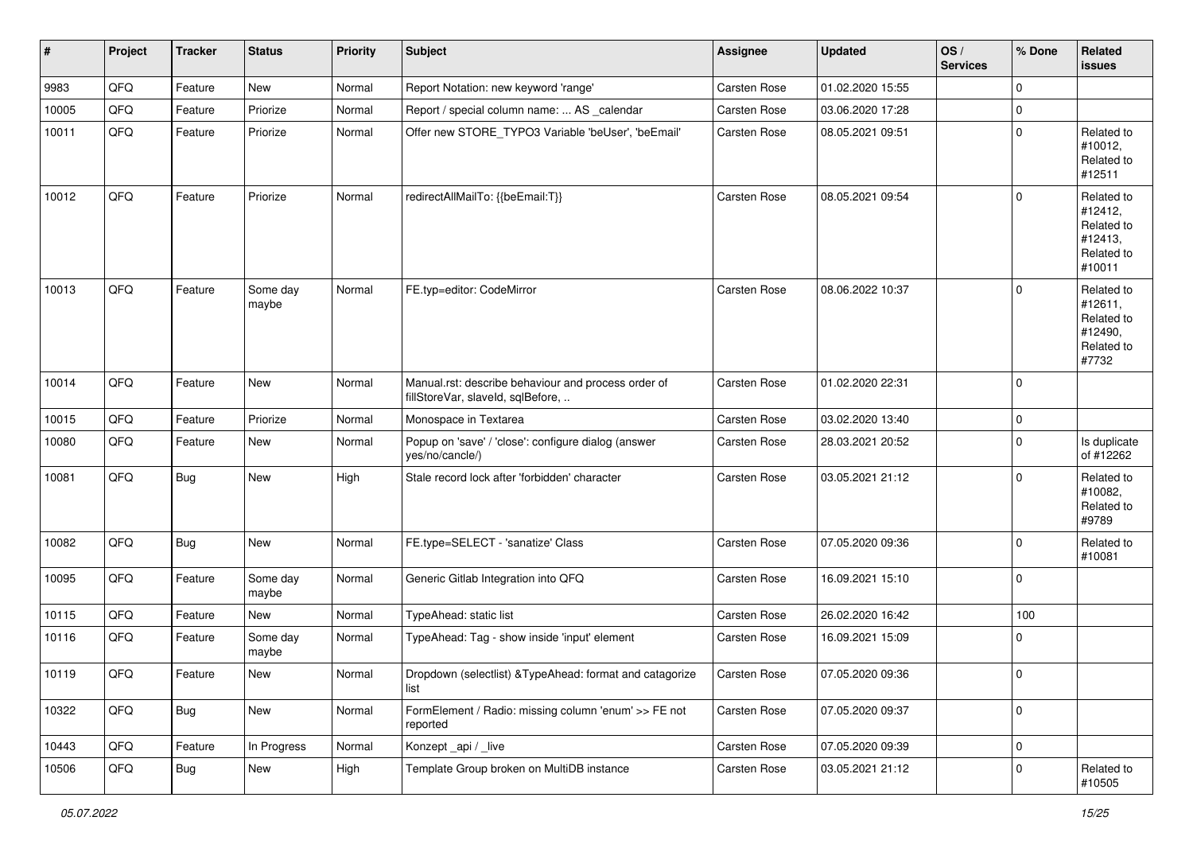| # | Project | Tracker | Status | Priority | Subject | Assignee | Updated | OS / Services | % Done | Related issues |
|---|---|---|---|---|---|---|---|---|---|---|
| 9983 | QFQ | Feature | New | Normal | Report Notation: new keyword 'range' | Carsten Rose | 01.02.2020 15:55 | | 0 | |
| 10005 | QFQ | Feature | Priorize | Normal | Report / special column name: ... AS _calendar | Carsten Rose | 03.06.2020 17:28 | | 0 | |
| 10011 | QFQ | Feature | Priorize | Normal | Offer new STORE_TYPO3 Variable 'beUser', 'beEmail' | Carsten Rose | 08.05.2021 09:51 | | 0 | Related to #10012, Related to #12511 |
| 10012 | QFQ | Feature | Priorize | Normal | redirectAllMailTo: {{beEmail:T}} | Carsten Rose | 08.05.2021 09:54 | | 0 | Related to #12412, Related to #12413, Related to #10011 |
| 10013 | QFQ | Feature | Some day maybe | Normal | FE.typ=editor: CodeMirror | Carsten Rose | 08.06.2022 10:37 | | 0 | Related to #12611, Related to #12490, Related to #7732 |
| 10014 | QFQ | Feature | New | Normal | Manual.rst: describe behaviour and process order of fillStoreVar, slaveId, sqlBefore, .. | Carsten Rose | 01.02.2020 22:31 | | 0 | |
| 10015 | QFQ | Feature | Priorize | Normal | Monospace in Textarea | Carsten Rose | 03.02.2020 13:40 | | 0 | |
| 10080 | QFQ | Feature | New | Normal | Popup on 'save' / 'close': configure dialog (answer yes/no/cancle/) | Carsten Rose | 28.03.2021 20:52 | | 0 | Is duplicate of #12262 |
| 10081 | QFQ | Bug | New | High | Stale record lock after 'forbidden' character | Carsten Rose | 03.05.2021 21:12 | | 0 | Related to #10082, Related to #9789 |
| 10082 | QFQ | Bug | New | Normal | FE.type=SELECT - 'sanatize' Class | Carsten Rose | 07.05.2020 09:36 | | 0 | Related to #10081 |
| 10095 | QFQ | Feature | Some day maybe | Normal | Generic Gitlab Integration into QFQ | Carsten Rose | 16.09.2021 15:10 | | 0 | |
| 10115 | QFQ | Feature | New | Normal | TypeAhead: static list | Carsten Rose | 26.02.2020 16:42 | | 100 | |
| 10116 | QFQ | Feature | Some day maybe | Normal | TypeAhead: Tag - show inside 'input' element | Carsten Rose | 16.09.2021 15:09 | | 0 | |
| 10119 | QFQ | Feature | New | Normal | Dropdown (selectlist) &TypeAhead: format and catagorize list | Carsten Rose | 07.05.2020 09:36 | | 0 | |
| 10322 | QFQ | Bug | New | Normal | FormElement / Radio: missing column 'enum' >> FE not reported | Carsten Rose | 07.05.2020 09:37 | | 0 | |
| 10443 | QFQ | Feature | In Progress | Normal | Konzept _api / _live | Carsten Rose | 07.05.2020 09:39 | | 0 | |
| 10506 | QFQ | Bug | New | High | Template Group broken on MultiDB instance | Carsten Rose | 03.05.2021 21:12 | | 0 | Related to #10505 |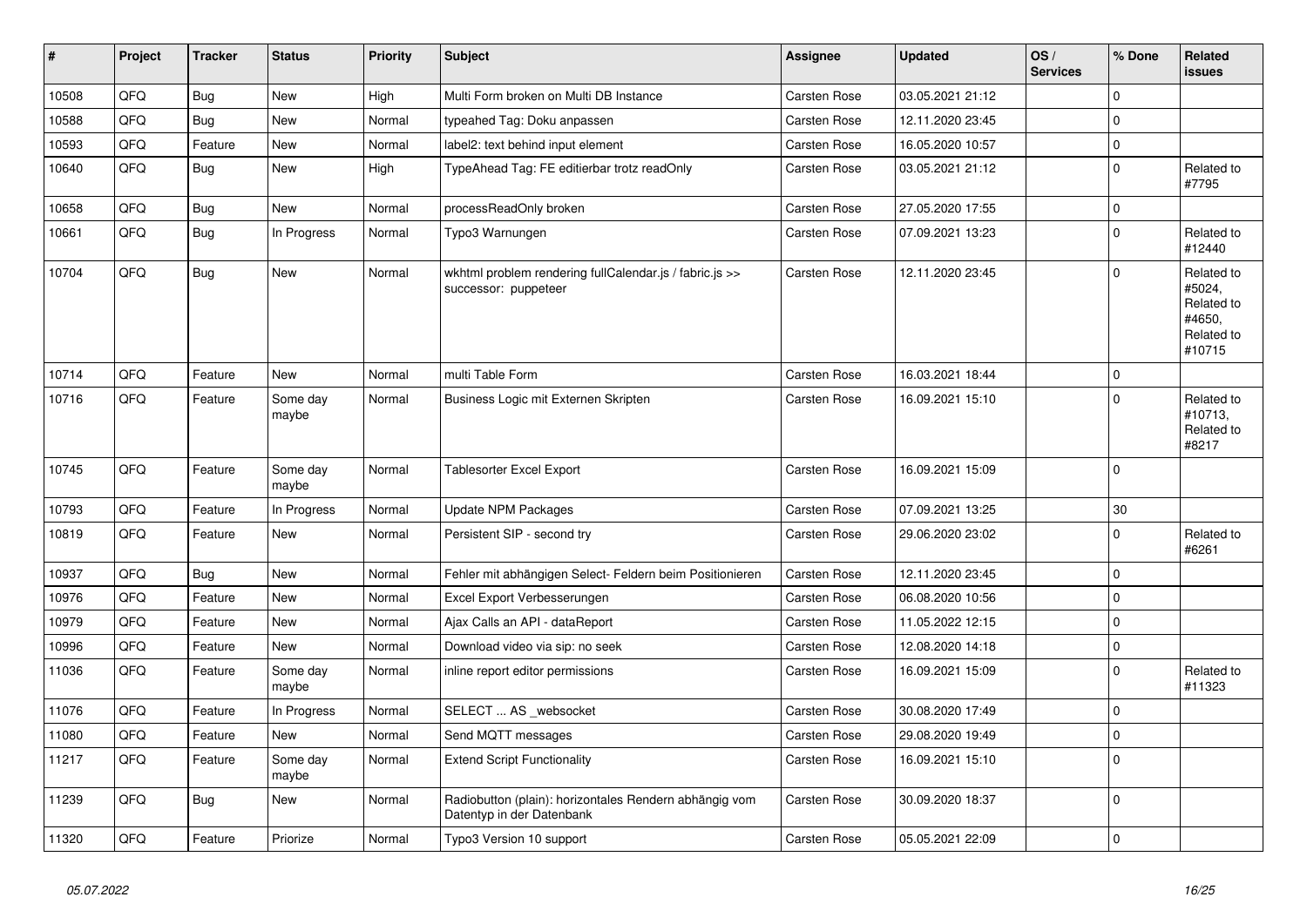| # | Project | Tracker | Status | Priority | Subject | Assignee | Updated | OS / Services | % Done | Related issues |
|---|---|---|---|---|---|---|---|---|---|---|
| 10508 | QFQ | Bug | New | High | Multi Form broken on Multi DB Instance | Carsten Rose | 03.05.2021 21:12 | | 0 | |
| 10588 | QFQ | Bug | New | Normal | typeahed Tag: Doku anpassen | Carsten Rose | 12.11.2020 23:45 | | 0 | |
| 10593 | QFQ | Feature | New | Normal | label2: text behind input element | Carsten Rose | 16.05.2020 10:57 | | 0 | |
| 10640 | QFQ | Bug | New | High | TypeAhead Tag: FE editierbar trotz readOnly | Carsten Rose | 03.05.2021 21:12 | | 0 | Related to #7795 |
| 10658 | QFQ | Bug | New | Normal | processReadOnly broken | Carsten Rose | 27.05.2020 17:55 | | 0 | |
| 10661 | QFQ | Bug | In Progress | Normal | Typo3 Warnungen | Carsten Rose | 07.09.2021 13:23 | | 0 | Related to #12440 |
| 10704 | QFQ | Bug | New | Normal | wkhtml problem rendering fullCalendar.js / fabric.js >> successor: puppeteer | Carsten Rose | 12.11.2020 23:45 | | 0 | Related to #5024, Related to #4650, Related to #10715 |
| 10714 | QFQ | Feature | New | Normal | multi Table Form | Carsten Rose | 16.03.2021 18:44 | | 0 | |
| 10716 | QFQ | Feature | Some day maybe | Normal | Business Logic mit Externen Skripten | Carsten Rose | 16.09.2021 15:10 | | 0 | Related to #10713, Related to #8217 |
| 10745 | QFQ | Feature | Some day maybe | Normal | Tablesorter Excel Export | Carsten Rose | 16.09.2021 15:09 | | 0 | |
| 10793 | QFQ | Feature | In Progress | Normal | Update NPM Packages | Carsten Rose | 07.09.2021 13:25 | | 30 | |
| 10819 | QFQ | Feature | New | Normal | Persistent SIP - second try | Carsten Rose | 29.06.2020 23:02 | | 0 | Related to #6261 |
| 10937 | QFQ | Bug | New | Normal | Fehler mit abhängigen Select- Feldern beim Positionieren | Carsten Rose | 12.11.2020 23:45 | | 0 | |
| 10976 | QFQ | Feature | New | Normal | Excel Export Verbesserungen | Carsten Rose | 06.08.2020 10:56 | | 0 | |
| 10979 | QFQ | Feature | New | Normal | Ajax Calls an API - dataReport | Carsten Rose | 11.05.2022 12:15 | | 0 | |
| 10996 | QFQ | Feature | New | Normal | Download video via sip: no seek | Carsten Rose | 12.08.2020 14:18 | | 0 | |
| 11036 | QFQ | Feature | Some day maybe | Normal | inline report editor permissions | Carsten Rose | 16.09.2021 15:09 | | 0 | Related to #11323 |
| 11076 | QFQ | Feature | In Progress | Normal | SELECT ... AS _websocket | Carsten Rose | 30.08.2020 17:49 | | 0 | |
| 11080 | QFQ | Feature | New | Normal | Send MQTT messages | Carsten Rose | 29.08.2020 19:49 | | 0 | |
| 11217 | QFQ | Feature | Some day maybe | Normal | Extend Script Functionality | Carsten Rose | 16.09.2021 15:10 | | 0 | |
| 11239 | QFQ | Bug | New | Normal | Radiobutton (plain): horizontales Rendern abhängig vom Datentyp in der Datenbank | Carsten Rose | 30.09.2020 18:37 | | 0 | |
| 11320 | QFQ | Feature | Priorize | Normal | Typo3 Version 10 support | Carsten Rose | 05.05.2021 22:09 | | 0 | |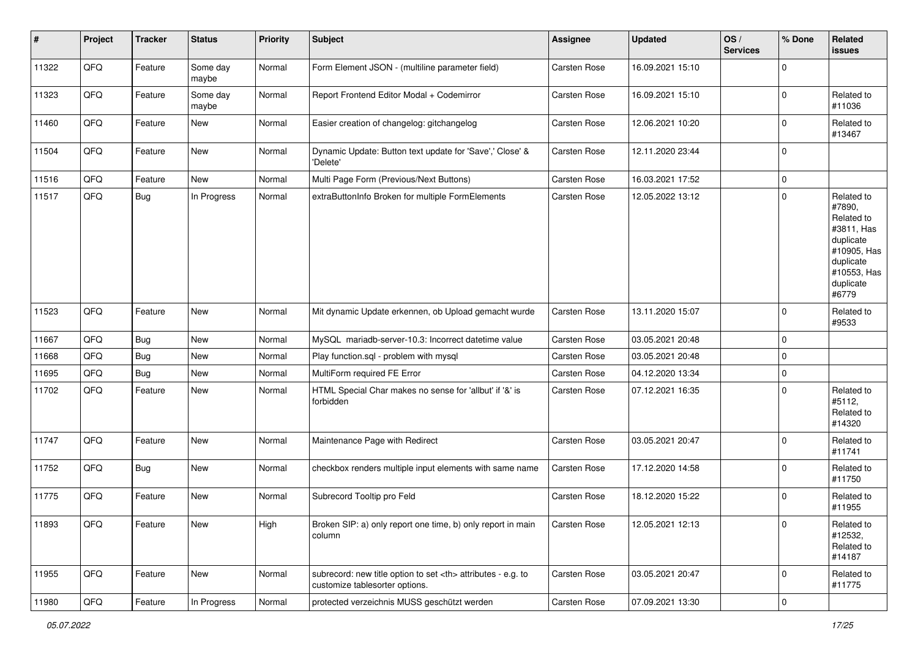| # | Project | Tracker | Status | Priority | Subject | Assignee | Updated | OS / Services | % Done | Related issues |
|---|---|---|---|---|---|---|---|---|---|---|
| 11322 | QFQ | Feature | Some day maybe | Normal | Form Element JSON - (multiline parameter field) | Carsten Rose | 16.09.2021 15:10 | | 0 | |
| 11323 | QFQ | Feature | Some day maybe | Normal | Report Frontend Editor Modal + Codemirror | Carsten Rose | 16.09.2021 15:10 | | 0 | Related to #11036 |
| 11460 | QFQ | Feature | New | Normal | Easier creation of changelog: gitchangelog | Carsten Rose | 12.06.2021 10:20 | | 0 | Related to #13467 |
| 11504 | QFQ | Feature | New | Normal | Dynamic Update: Button text update for 'Save',' Close' & 'Delete' | Carsten Rose | 12.11.2020 23:44 | | 0 | |
| 11516 | QFQ | Feature | New | Normal | Multi Page Form (Previous/Next Buttons) | Carsten Rose | 16.03.2021 17:52 | | 0 | |
| 11517 | QFQ | Bug | In Progress | Normal | extraButtonInfo Broken for multiple FormElements | Carsten Rose | 12.05.2022 13:12 | | 0 | Related to #7890, Related to #3811, Has duplicate #10905, Has duplicate #10553, Has duplicate #6779 |
| 11523 | QFQ | Feature | New | Normal | Mit dynamic Update erkennen, ob Upload gemacht wurde | Carsten Rose | 13.11.2020 15:07 | | 0 | Related to #9533 |
| 11667 | QFQ | Bug | New | Normal | MySQL mariadb-server-10.3: Incorrect datetime value | Carsten Rose | 03.05.2021 20:48 | | 0 | |
| 11668 | QFQ | Bug | New | Normal | Play function.sql - problem with mysql | Carsten Rose | 03.05.2021 20:48 | | 0 | |
| 11695 | QFQ | Bug | New | Normal | MultiForm required FE Error | Carsten Rose | 04.12.2020 13:34 | | 0 | |
| 11702 | QFQ | Feature | New | Normal | HTML Special Char makes no sense for 'allbut' if '&' is forbidden | Carsten Rose | 07.12.2021 16:35 | | 0 | Related to #5112, Related to #14320 |
| 11747 | QFQ | Feature | New | Normal | Maintenance Page with Redirect | Carsten Rose | 03.05.2021 20:47 | | 0 | Related to #11741 |
| 11752 | QFQ | Bug | New | Normal | checkbox renders multiple input elements with same name | Carsten Rose | 17.12.2020 14:58 | | 0 | Related to #11750 |
| 11775 | QFQ | Feature | New | Normal | Subrecord Tooltip pro Feld | Carsten Rose | 18.12.2020 15:22 | | 0 | Related to #11955 |
| 11893 | QFQ | Feature | New | High | Broken SIP: a) only report one time, b) only report in main column | Carsten Rose | 12.05.2021 12:13 | | 0 | Related to #12532, Related to #14187 |
| 11955 | QFQ | Feature | New | Normal | subrecord: new title option to set <th> attributes - e.g. to customize tablesorter options. | Carsten Rose | 03.05.2021 20:47 | | 0 | Related to #11775 |
| 11980 | QFQ | Feature | In Progress | Normal | protected verzeichnis MUSS geschützt werden | Carsten Rose | 07.09.2021 13:30 | | 0 | |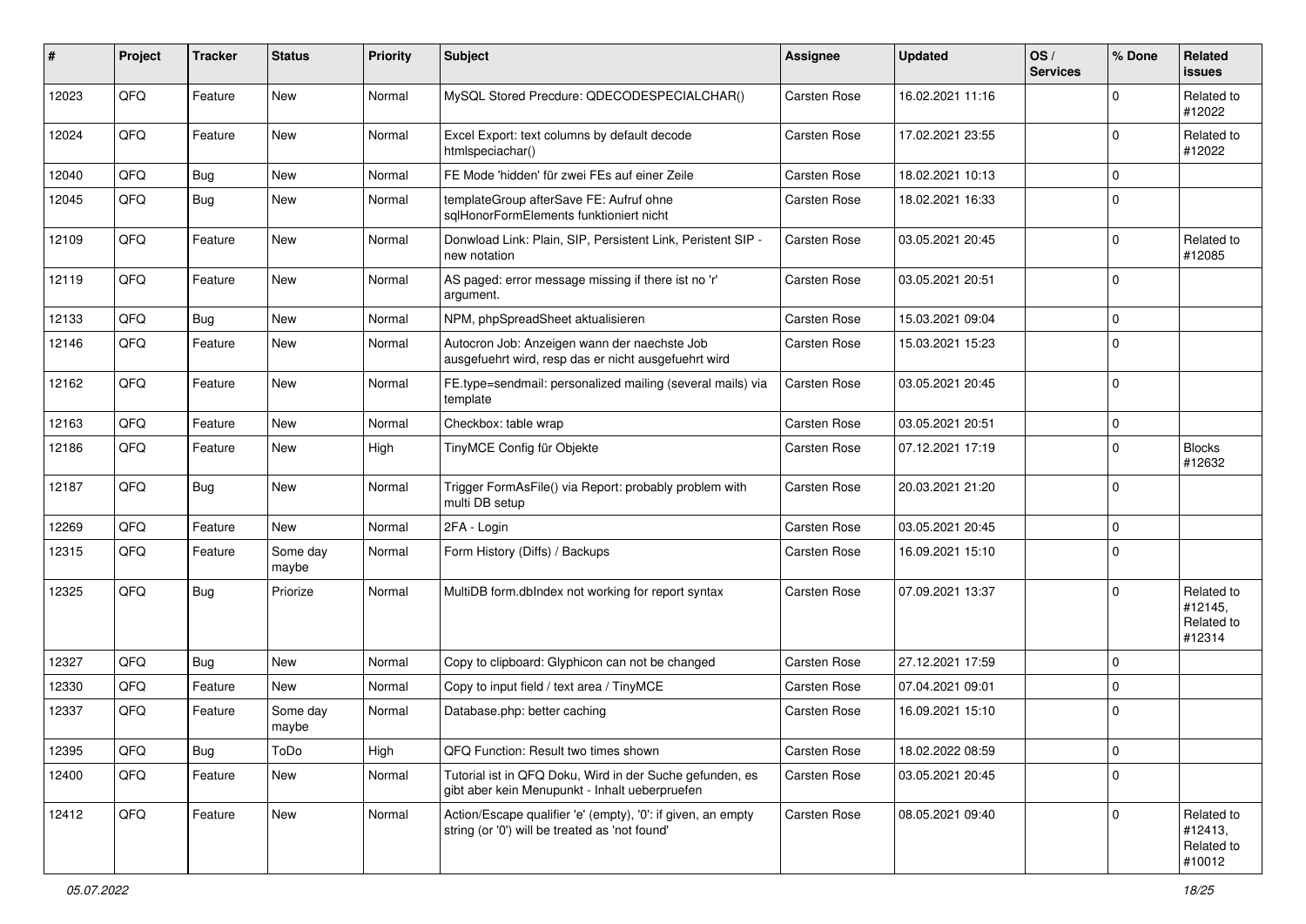| # | Project | Tracker | Status | Priority | Subject | Assignee | Updated | OS / Services | % Done | Related issues |
|---|---|---|---|---|---|---|---|---|---|---|
| 12023 | QFQ | Feature | New | Normal | MySQL Stored Precdure: QDECODESPECIALCHAR() | Carsten Rose | 16.02.2021 11:16 | | 0 | Related to #12022 |
| 12024 | QFQ | Feature | New | Normal | Excel Export: text columns by default decode htmlspeciachar() | Carsten Rose | 17.02.2021 23:55 | | 0 | Related to #12022 |
| 12040 | QFQ | Bug | New | Normal | FE Mode 'hidden' für zwei FEs auf einer Zeile | Carsten Rose | 18.02.2021 10:13 | | 0 | |
| 12045 | QFQ | Bug | New | Normal | templateGroup afterSave FE: Aufruf ohne sqlHonorFormElements funktioniert nicht | Carsten Rose | 18.02.2021 16:33 | | 0 | |
| 12109 | QFQ | Feature | New | Normal | Donwload Link: Plain, SIP, Persistent Link, Peristent SIP - new notation | Carsten Rose | 03.05.2021 20:45 | | 0 | Related to #12085 |
| 12119 | QFQ | Feature | New | Normal | AS paged: error message missing if there ist no 'r' argument. | Carsten Rose | 03.05.2021 20:51 | | 0 | |
| 12133 | QFQ | Bug | New | Normal | NPM, phpSpreadSheet aktualisieren | Carsten Rose | 15.03.2021 09:04 | | 0 | |
| 12146 | QFQ | Feature | New | Normal | Autocron Job: Anzeigen wann der naechste Job ausgefuehrt wird, resp das er nicht ausgefuehrt wird | Carsten Rose | 15.03.2021 15:23 | | 0 | |
| 12162 | QFQ | Feature | New | Normal | FE.type=sendmail: personalized mailing (several mails) via template | Carsten Rose | 03.05.2021 20:45 | | 0 | |
| 12163 | QFQ | Feature | New | Normal | Checkbox: table wrap | Carsten Rose | 03.05.2021 20:51 | | 0 | |
| 12186 | QFQ | Feature | New | High | TinyMCE Config für Objekte | Carsten Rose | 07.12.2021 17:19 | | 0 | Blocks #12632 |
| 12187 | QFQ | Bug | New | Normal | Trigger FormAsFile() via Report: probably problem with multi DB setup | Carsten Rose | 20.03.2021 21:20 | | 0 | |
| 12269 | QFQ | Feature | New | Normal | 2FA - Login | Carsten Rose | 03.05.2021 20:45 | | 0 | |
| 12315 | QFQ | Feature | Some day maybe | Normal | Form History (Diffs) / Backups | Carsten Rose | 16.09.2021 15:10 | | 0 | |
| 12325 | QFQ | Bug | Priorize | Normal | MultiDB form.dbIndex not working for report syntax | Carsten Rose | 07.09.2021 13:37 | | 0 | Related to #12145, Related to #12314 |
| 12327 | QFQ | Bug | New | Normal | Copy to clipboard: Glyphicon can not be changed | Carsten Rose | 27.12.2021 17:59 | | 0 | |
| 12330 | QFQ | Feature | New | Normal | Copy to input field / text area / TinyMCE | Carsten Rose | 07.04.2021 09:01 | | 0 | |
| 12337 | QFQ | Feature | Some day maybe | Normal | Database.php: better caching | Carsten Rose | 16.09.2021 15:10 | | 0 | |
| 12395 | QFQ | Bug | ToDo | High | QFQ Function: Result two times shown | Carsten Rose | 18.02.2022 08:59 | | 0 | |
| 12400 | QFQ | Feature | New | Normal | Tutorial ist in QFQ Doku, Wird in der Suche gefunden, es gibt aber kein Menupunkt - Inhalt ueberpruefen | Carsten Rose | 03.05.2021 20:45 | | 0 | |
| 12412 | QFQ | Feature | New | Normal | Action/Escape qualifier 'e' (empty), '0': if given, an empty string (or '0') will be treated as 'not found' | Carsten Rose | 08.05.2021 09:40 | | 0 | Related to #12413, Related to #10012 |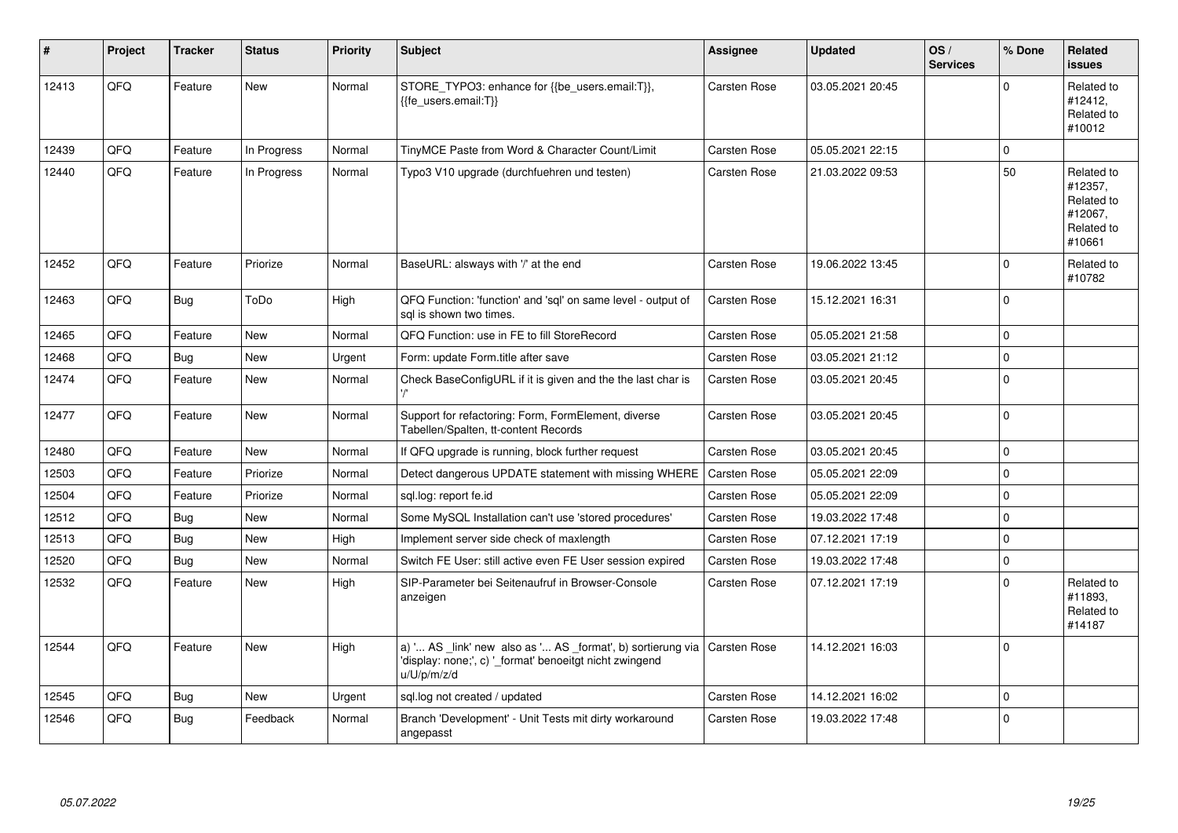| # | Project | Tracker | Status | Priority | Subject | Assignee | Updated | OS / Services | % Done | Related issues |
|---|---|---|---|---|---|---|---|---|---|---|
| 12413 | QFQ | Feature | New | Normal | STORE_TYPO3: enhance for {{be_users.email:T}}, {{fe_users.email:T}} | Carsten Rose | 03.05.2021 20:45 | | 0 | Related to #12412, Related to #10012 |
| 12439 | QFQ | Feature | In Progress | Normal | TinyMCE Paste from Word & Character Count/Limit | Carsten Rose | 05.05.2021 22:15 | | 0 | |
| 12440 | QFQ | Feature | In Progress | Normal | Typo3 V10 upgrade (durchfuehren und testen) | Carsten Rose | 21.03.2022 09:53 | | 50 | Related to #12357, Related to #12067, Related to #10661 |
| 12452 | QFQ | Feature | Priorize | Normal | BaseURL: alsways with '/' at the end | Carsten Rose | 19.06.2022 13:45 | | 0 | Related to #10782 |
| 12463 | QFQ | Bug | ToDo | High | QFQ Function: 'function' and 'sql' on same level - output of sql is shown two times. | Carsten Rose | 15.12.2021 16:31 | | 0 | |
| 12465 | QFQ | Feature | New | Normal | QFQ Function: use in FE to fill StoreRecord | Carsten Rose | 05.05.2021 21:58 | | 0 | |
| 12468 | QFQ | Bug | New | Urgent | Form: update Form.title after save | Carsten Rose | 03.05.2021 21:12 | | 0 | |
| 12474 | QFQ | Feature | New | Normal | Check BaseConfigURL if it is given and the the last char is '/' | Carsten Rose | 03.05.2021 20:45 | | 0 | |
| 12477 | QFQ | Feature | New | Normal | Support for refactoring: Form, FormElement, diverse Tabellen/Spalten, tt-content Records | Carsten Rose | 03.05.2021 20:45 | | 0 | |
| 12480 | QFQ | Feature | New | Normal | If QFQ upgrade is running, block further request | Carsten Rose | 03.05.2021 20:45 | | 0 | |
| 12503 | QFQ | Feature | Priorize | Normal | Detect dangerous UPDATE statement with missing WHERE | Carsten Rose | 05.05.2021 22:09 | | 0 | |
| 12504 | QFQ | Feature | Priorize | Normal | sql.log: report fe.id | Carsten Rose | 05.05.2021 22:09 | | 0 | |
| 12512 | QFQ | Bug | New | Normal | Some MySQL Installation can't use 'stored procedures' | Carsten Rose | 19.03.2022 17:48 | | 0 | |
| 12513 | QFQ | Bug | New | High | Implement server side check of maxlength | Carsten Rose | 07.12.2021 17:19 | | 0 | |
| 12520 | QFQ | Bug | New | Normal | Switch FE User: still active even FE User session expired | Carsten Rose | 19.03.2022 17:48 | | 0 | |
| 12532 | QFQ | Feature | New | High | SIP-Parameter bei Seitenaufruf in Browser-Console anzeigen | Carsten Rose | 07.12.2021 17:19 | | 0 | Related to #11893, Related to #14187 |
| 12544 | QFQ | Feature | New | High | a) '... AS _link' new also as '... AS _format', b) sortierung via 'display: none;', c) '_format' benoeitgt nicht zwingend u/U/p/m/z/d | Carsten Rose | 14.12.2021 16:03 | | 0 | |
| 12545 | QFQ | Bug | New | Urgent | sql.log not created / updated | Carsten Rose | 14.12.2021 16:02 | | 0 | |
| 12546 | QFQ | Bug | Feedback | Normal | Branch 'Development' - Unit Tests mit dirty workaround angepasst | Carsten Rose | 19.03.2022 17:48 | | 0 | |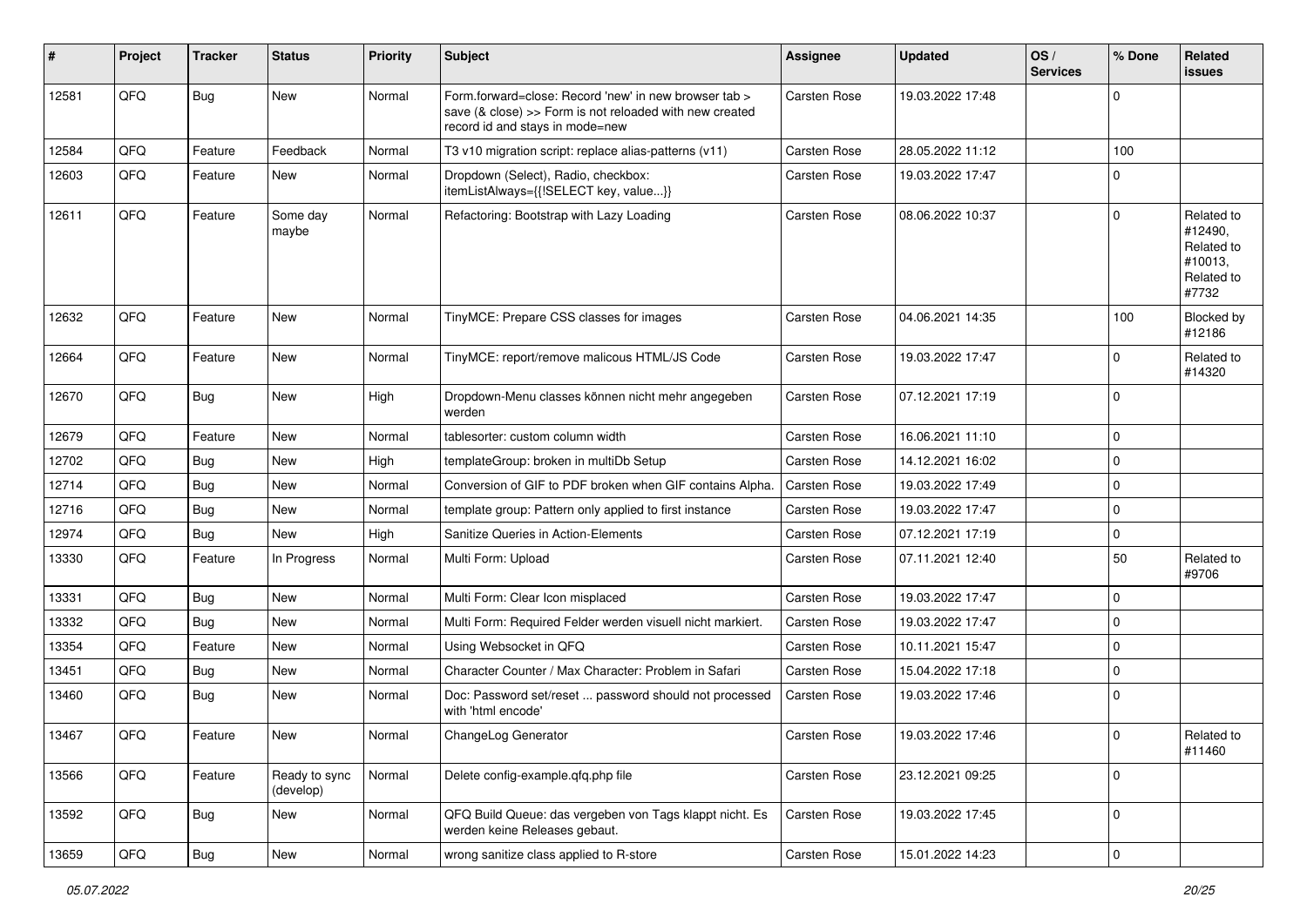| # | Project | Tracker | Status | Priority | Subject | Assignee | Updated | OS / Services | % Done | Related issues |
|---|---|---|---|---|---|---|---|---|---|---|
| 12581 | QFQ | Bug | New | Normal | Form.forward=close: Record 'new' in new browser tab > save (& close) >> Form is not reloaded with new created record id and stays in mode=new | Carsten Rose | 19.03.2022 17:48 | | 0 | |
| 12584 | QFQ | Feature | Feedback | Normal | T3 v10 migration script: replace alias-patterns (v11) | Carsten Rose | 28.05.2022 11:12 | | 100 | |
| 12603 | QFQ | Feature | New | Normal | Dropdown (Select), Radio, checkbox: itemListAlways={{!SELECT key, value...}} | Carsten Rose | 19.03.2022 17:47 | | 0 | |
| 12611 | QFQ | Feature | Some day maybe | Normal | Refactoring: Bootstrap with Lazy Loading | Carsten Rose | 08.06.2022 10:37 | | 0 | Related to #12490, Related to #10013, Related to #7732 |
| 12632 | QFQ | Feature | New | Normal | TinyMCE: Prepare CSS classes for images | Carsten Rose | 04.06.2021 14:35 | | 100 | Blocked by #12186 |
| 12664 | QFQ | Feature | New | Normal | TinyMCE: report/remove malicous HTML/JS Code | Carsten Rose | 19.03.2022 17:47 | | 0 | Related to #14320 |
| 12670 | QFQ | Bug | New | High | Dropdown-Menu classes können nicht mehr angegeben werden | Carsten Rose | 07.12.2021 17:19 | | 0 | |
| 12679 | QFQ | Feature | New | Normal | tablesorter: custom column width | Carsten Rose | 16.06.2021 11:10 | | 0 | |
| 12702 | QFQ | Bug | New | High | templateGroup: broken in multiDb Setup | Carsten Rose | 14.12.2021 16:02 | | 0 | |
| 12714 | QFQ | Bug | New | Normal | Conversion of GIF to PDF broken when GIF contains Alpha. | Carsten Rose | 19.03.2022 17:49 | | 0 | |
| 12716 | QFQ | Bug | New | Normal | template group: Pattern only applied to first instance | Carsten Rose | 19.03.2022 17:47 | | 0 | |
| 12974 | QFQ | Bug | New | High | Sanitize Queries in Action-Elements | Carsten Rose | 07.12.2021 17:19 | | 0 | |
| 13330 | QFQ | Feature | In Progress | Normal | Multi Form: Upload | Carsten Rose | 07.11.2021 12:40 | | 50 | Related to #9706 |
| 13331 | QFQ | Bug | New | Normal | Multi Form: Clear Icon misplaced | Carsten Rose | 19.03.2022 17:47 | | 0 | |
| 13332 | QFQ | Bug | New | Normal | Multi Form: Required Felder werden visuell nicht markiert. | Carsten Rose | 19.03.2022 17:47 | | 0 | |
| 13354 | QFQ | Feature | New | Normal | Using Websocket in QFQ | Carsten Rose | 10.11.2021 15:47 | | 0 | |
| 13451 | QFQ | Bug | New | Normal | Character Counter / Max Character: Problem in Safari | Carsten Rose | 15.04.2022 17:18 | | 0 | |
| 13460 | QFQ | Bug | New | Normal | Doc: Password set/reset ... password should not processed with 'html encode' | Carsten Rose | 19.03.2022 17:46 | | 0 | |
| 13467 | QFQ | Feature | New | Normal | ChangeLog Generator | Carsten Rose | 19.03.2022 17:46 | | 0 | Related to #11460 |
| 13566 | QFQ | Feature | Ready to sync (develop) | Normal | Delete config-example.qfq.php file | Carsten Rose | 23.12.2021 09:25 | | 0 | |
| 13592 | QFQ | Bug | New | Normal | QFQ Build Queue: das vergeben von Tags klappt nicht. Es werden keine Releases gebaut. | Carsten Rose | 19.03.2022 17:45 | | 0 | |
| 13659 | QFQ | Bug | New | Normal | wrong sanitize class applied to R-store | Carsten Rose | 15.01.2022 14:23 | | 0 | |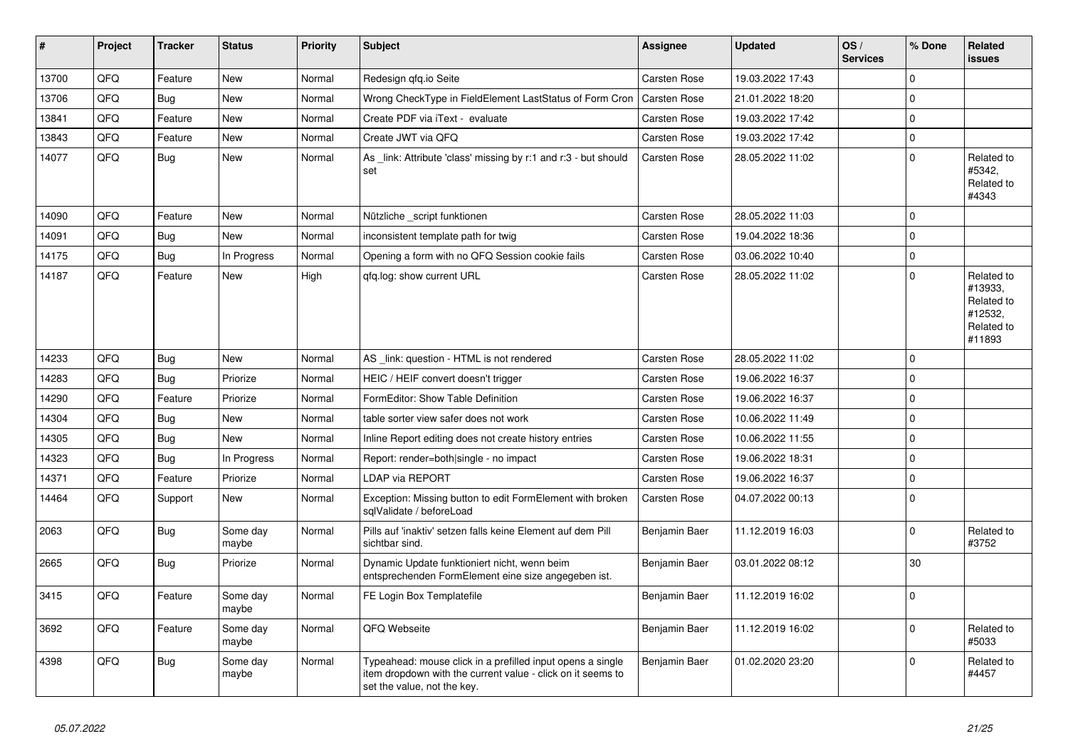| # | Project | Tracker | Status | Priority | Subject | Assignee | Updated | OS / Services | % Done | Related issues |
|---|---|---|---|---|---|---|---|---|---|---|
| 13700 | QFQ | Feature | New | Normal | Redesign qfq.io Seite | Carsten Rose | 19.03.2022 17:43 | | 0 | |
| 13706 | QFQ | Bug | New | Normal | Wrong CheckType in FieldElement LastStatus of Form Cron | Carsten Rose | 21.01.2022 18:20 | | 0 | |
| 13841 | QFQ | Feature | New | Normal | Create PDF via iText - evaluate | Carsten Rose | 19.03.2022 17:42 | | 0 | |
| 13843 | QFQ | Feature | New | Normal | Create JWT via QFQ | Carsten Rose | 19.03.2022 17:42 | | 0 | |
| 14077 | QFQ | Bug | New | Normal | As _link: Attribute 'class' missing by r:1 and r:3 - but should set | Carsten Rose | 28.05.2022 11:02 | | 0 | Related to #5342, Related to #4343 |
| 14090 | QFQ | Feature | New | Normal | Nützliche _script funktionen | Carsten Rose | 28.05.2022 11:03 | | 0 | |
| 14091 | QFQ | Bug | New | Normal | inconsistent template path for twig | Carsten Rose | 19.04.2022 18:36 | | 0 | |
| 14175 | QFQ | Bug | In Progress | Normal | Opening a form with no QFQ Session cookie fails | Carsten Rose | 03.06.2022 10:40 | | 0 | |
| 14187 | QFQ | Feature | New | High | qfq.log: show current URL | Carsten Rose | 28.05.2022 11:02 | | 0 | Related to #13933, Related to #12532, Related to #11893 |
| 14233 | QFQ | Bug | New | Normal | AS _link: question - HTML is not rendered | Carsten Rose | 28.05.2022 11:02 | | 0 | |
| 14283 | QFQ | Bug | Priorize | Normal | HEIC / HEIF convert doesn't trigger | Carsten Rose | 19.06.2022 16:37 | | 0 | |
| 14290 | QFQ | Feature | Priorize | Normal | FormEditor: Show Table Definition | Carsten Rose | 19.06.2022 16:37 | | 0 | |
| 14304 | QFQ | Bug | New | Normal | table sorter view safer does not work | Carsten Rose | 10.06.2022 11:49 | | 0 | |
| 14305 | QFQ | Bug | New | Normal | Inline Report editing does not create history entries | Carsten Rose | 10.06.2022 11:55 | | 0 | |
| 14323 | QFQ | Bug | In Progress | Normal | Report: render=both\|single - no impact | Carsten Rose | 19.06.2022 18:31 | | 0 | |
| 14371 | QFQ | Feature | Priorize | Normal | LDAP via REPORT | Carsten Rose | 19.06.2022 16:37 | | 0 | |
| 14464 | QFQ | Support | New | Normal | Exception: Missing button to edit FormElement with broken sqlValidate / beforeLoad | Carsten Rose | 04.07.2022 00:13 | | 0 | |
| 2063 | QFQ | Bug | Some day maybe | Normal | Pills auf 'inaktiv' setzen falls keine Element auf dem Pill sichtbar sind. | Benjamin Baer | 11.12.2019 16:03 | | 0 | Related to #3752 |
| 2665 | QFQ | Bug | Priorize | Normal | Dynamic Update funktioniert nicht, wenn beim entsprechenden FormElement eine size angegeben ist. | Benjamin Baer | 03.01.2022 08:12 | | 30 | |
| 3415 | QFQ | Feature | Some day maybe | Normal | FE Login Box Templatefile | Benjamin Baer | 11.12.2019 16:02 | | 0 | |
| 3692 | QFQ | Feature | Some day maybe | Normal | QFQ Webseite | Benjamin Baer | 11.12.2019 16:02 | | 0 | Related to #5033 |
| 4398 | QFQ | Bug | Some day maybe | Normal | Typeahead: mouse click in a prefilled input opens a single item dropdown with the current value - click on it seems to set the value, not the key. | Benjamin Baer | 01.02.2020 23:20 | | 0 | Related to #4457 |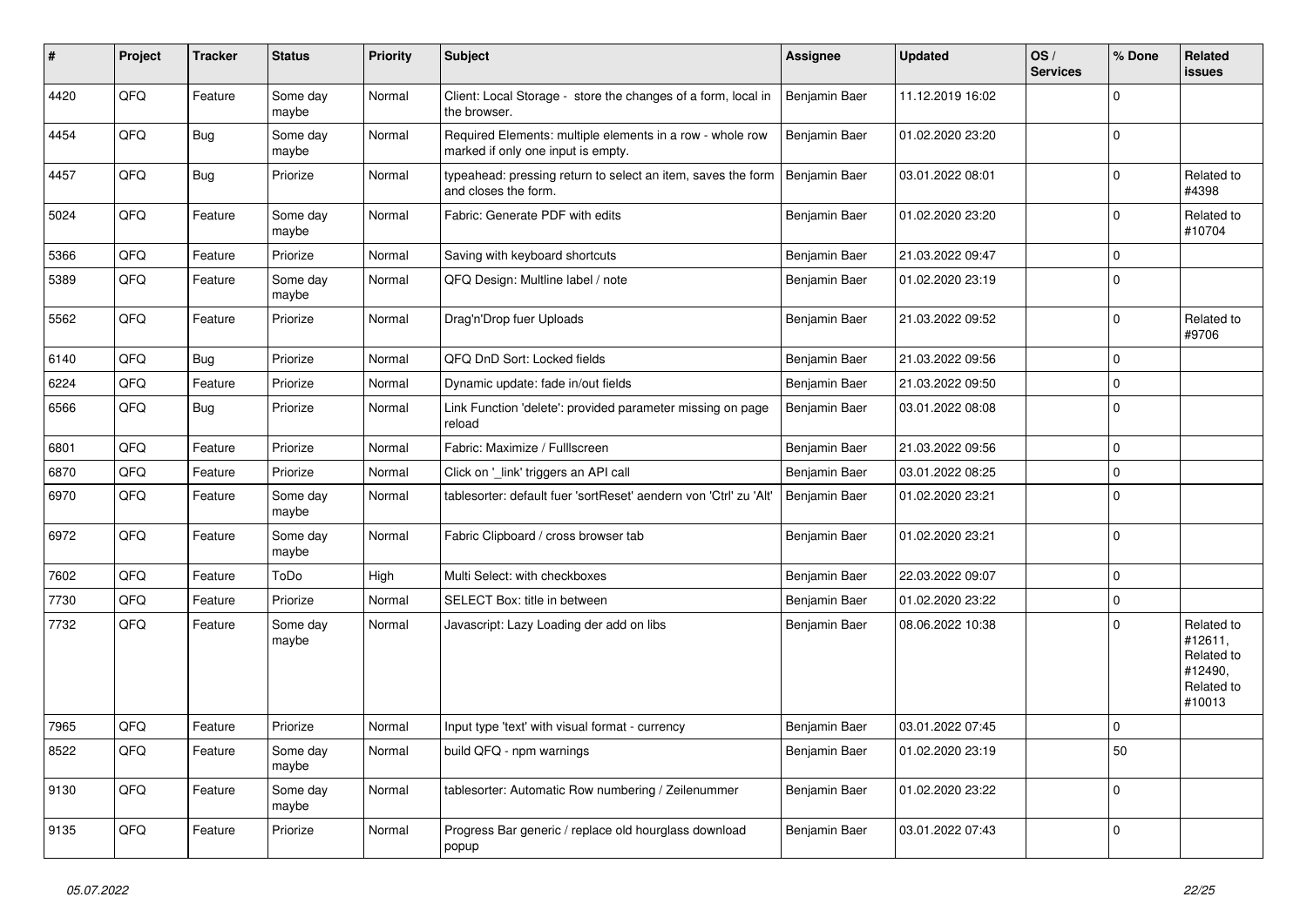| # | Project | Tracker | Status | Priority | Subject | Assignee | Updated | OS / Services | % Done | Related issues |
|---|---|---|---|---|---|---|---|---|---|---|
| 4420 | QFQ | Feature | Some day maybe | Normal | Client: Local Storage - store the changes of a form, local in the browser. | Benjamin Baer | 11.12.2019 16:02 | | 0 | |
| 4454 | QFQ | Bug | Some day maybe | Normal | Required Elements: multiple elements in a row - whole row marked if only one input is empty. | Benjamin Baer | 01.02.2020 23:20 | | 0 | |
| 4457 | QFQ | Bug | Priorize | Normal | typeahead: pressing return to select an item, saves the form and closes the form. | Benjamin Baer | 03.01.2022 08:01 | | 0 | Related to #4398 |
| 5024 | QFQ | Feature | Some day maybe | Normal | Fabric: Generate PDF with edits | Benjamin Baer | 01.02.2020 23:20 | | 0 | Related to #10704 |
| 5366 | QFQ | Feature | Priorize | Normal | Saving with keyboard shortcuts | Benjamin Baer | 21.03.2022 09:47 | | 0 | |
| 5389 | QFQ | Feature | Some day maybe | Normal | QFQ Design: Multline label / note | Benjamin Baer | 01.02.2020 23:19 | | 0 | |
| 5562 | QFQ | Feature | Priorize | Normal | Drag'n'Drop fuer Uploads | Benjamin Baer | 21.03.2022 09:52 | | 0 | Related to #9706 |
| 6140 | QFQ | Bug | Priorize | Normal | QFQ DnD Sort: Locked fields | Benjamin Baer | 21.03.2022 09:56 | | 0 | |
| 6224 | QFQ | Feature | Priorize | Normal | Dynamic update: fade in/out fields | Benjamin Baer | 21.03.2022 09:50 | | 0 | |
| 6566 | QFQ | Bug | Priorize | Normal | Link Function 'delete': provided parameter missing on page reload | Benjamin Baer | 03.01.2022 08:08 | | 0 | |
| 6801 | QFQ | Feature | Priorize | Normal | Fabric: Maximize / Fulllscreen | Benjamin Baer | 21.03.2022 09:56 | | 0 | |
| 6870 | QFQ | Feature | Priorize | Normal | Click on '_link' triggers an API call | Benjamin Baer | 03.01.2022 08:25 | | 0 | |
| 6970 | QFQ | Feature | Some day maybe | Normal | tablesorter: default fuer 'sortReset' aendern von 'Ctrl' zu 'Alt' | Benjamin Baer | 01.02.2020 23:21 | | 0 | |
| 6972 | QFQ | Feature | Some day maybe | Normal | Fabric Clipboard / cross browser tab | Benjamin Baer | 01.02.2020 23:21 | | 0 | |
| 7602 | QFQ | Feature | ToDo | High | Multi Select: with checkboxes | Benjamin Baer | 22.03.2022 09:07 | | 0 | |
| 7730 | QFQ | Feature | Priorize | Normal | SELECT Box: title in between | Benjamin Baer | 01.02.2020 23:22 | | 0 | |
| 7732 | QFQ | Feature | Some day maybe | Normal | Javascript: Lazy Loading der add on libs | Benjamin Baer | 08.06.2022 10:38 | | 0 | Related to #12611, Related to #12490, Related to #10013 |
| 7965 | QFQ | Feature | Priorize | Normal | Input type 'text' with visual format - currency | Benjamin Baer | 03.01.2022 07:45 | | 0 | |
| 8522 | QFQ | Feature | Some day maybe | Normal | build QFQ - npm warnings | Benjamin Baer | 01.02.2020 23:19 | | 50 | |
| 9130 | QFQ | Feature | Some day maybe | Normal | tablesorter: Automatic Row numbering / Zeilenummer | Benjamin Baer | 01.02.2020 23:22 | | 0 | |
| 9135 | QFQ | Feature | Priorize | Normal | Progress Bar generic / replace old hourglass download popup | Benjamin Baer | 03.01.2022 07:43 | | 0 | |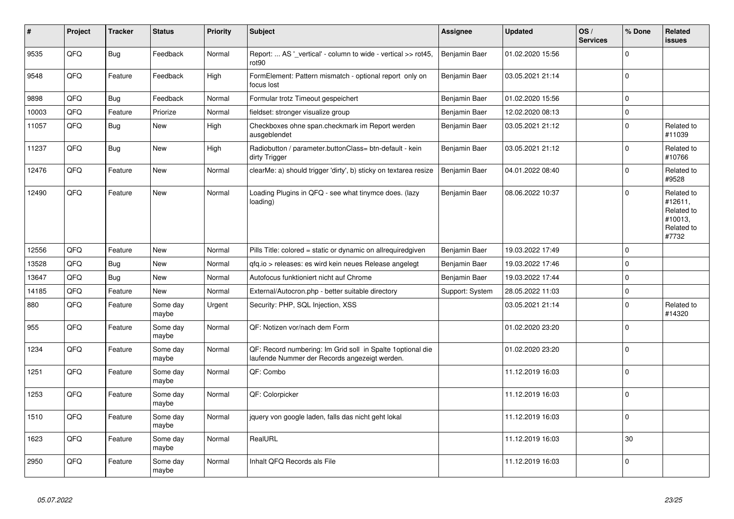| # | Project | Tracker | Status | Priority | Subject | Assignee | Updated | OS / Services | % Done | Related issues |
|---|---|---|---|---|---|---|---|---|---|---|
| 9535 | QFQ | Bug | Feedback | Normal | Report: ... AS '_vertical' - column to wide - vertical >> rot45, rot90 | Benjamin Baer | 01.02.2020 15:56 | | 0 | |
| 9548 | QFQ | Feature | Feedback | High | FormElement: Pattern mismatch - optional report only on focus lost | Benjamin Baer | 03.05.2021 21:14 | | 0 | |
| 9898 | QFQ | Bug | Feedback | Normal | Formular trotz Timeout gespeichert | Benjamin Baer | 01.02.2020 15:56 | | 0 | |
| 10003 | QFQ | Feature | Priorize | Normal | fieldset: stronger visualize group | Benjamin Baer | 12.02.2020 08:13 | | 0 | |
| 11057 | QFQ | Bug | New | High | Checkboxes ohne span.checkmark im Report werden ausgeblendet | Benjamin Baer | 03.05.2021 21:12 | | 0 | Related to #11039 |
| 11237 | QFQ | Bug | New | High | Radiobutton / parameter.buttonClass= btn-default - kein dirty Trigger | Benjamin Baer | 03.05.2021 21:12 | | 0 | Related to #10766 |
| 12476 | QFQ | Feature | New | Normal | clearMe: a) should trigger 'dirty', b) sticky on textarea resize | Benjamin Baer | 04.01.2022 08:40 | | 0 | Related to #9528 |
| 12490 | QFQ | Feature | New | Normal | Loading Plugins in QFQ - see what tinymce does. (lazy loading) | Benjamin Baer | 08.06.2022 10:37 | | 0 | Related to #12611, Related to #10013, Related to #7732 |
| 12556 | QFQ | Feature | New | Normal | Pills Title: colored = static or dynamic on allrequiredgiven | Benjamin Baer | 19.03.2022 17:49 | | 0 | |
| 13528 | QFQ | Bug | New | Normal | qfq.io > releases: es wird kein neues Release angelegt | Benjamin Baer | 19.03.2022 17:46 | | 0 | |
| 13647 | QFQ | Bug | New | Normal | Autofocus funktioniert nicht auf Chrome | Benjamin Baer | 19.03.2022 17:44 | | 0 | |
| 14185 | QFQ | Feature | New | Normal | External/Autocron.php - better suitable directory | Support: System | 28.05.2022 11:03 | | 0 | |
| 880 | QFQ | Feature | Some day maybe | Urgent | Security: PHP, SQL Injection, XSS | | 03.05.2021 21:14 | | 0 | Related to #14320 |
| 955 | QFQ | Feature | Some day maybe | Normal | QF: Notizen vor/nach dem Form | | 01.02.2020 23:20 | | 0 | |
| 1234 | QFQ | Feature | Some day maybe | Normal | QF: Record numbering: Im Grid soll in Spalte 1optional die laufende Nummer der Records angezeigt werden. | | 01.02.2020 23:20 | | 0 | |
| 1251 | QFQ | Feature | Some day maybe | Normal | QF: Combo | | 11.12.2019 16:03 | | 0 | |
| 1253 | QFQ | Feature | Some day maybe | Normal | QF: Colorpicker | | 11.12.2019 16:03 | | 0 | |
| 1510 | QFQ | Feature | Some day maybe | Normal | jquery von google laden, falls das nicht geht lokal | | 11.12.2019 16:03 | | 0 | |
| 1623 | QFQ | Feature | Some day maybe | Normal | RealURL | | 11.12.2019 16:03 | | 30 | |
| 2950 | QFQ | Feature | Some day maybe | Normal | Inhalt QFQ Records als File | | 11.12.2019 16:03 | | 0 | |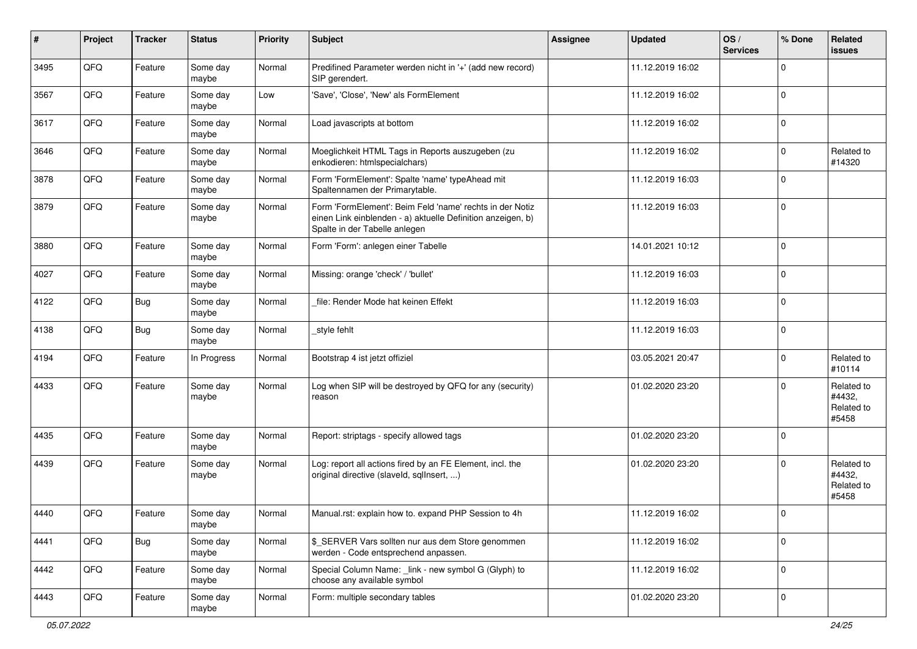| # | Project | Tracker | Status | Priority | Subject | Assignee | Updated | OS / Services | % Done | Related issues |
|---|---|---|---|---|---|---|---|---|---|---|
| 3495 | QFQ | Feature | Some day maybe | Normal | Predifined Parameter werden nicht in '+' (add new record) SIP gerendert. | | 11.12.2019 16:02 | | 0 | |
| 3567 | QFQ | Feature | Some day maybe | Low | 'Save', 'Close', 'New' als FormElement | | 11.12.2019 16:02 | | 0 | |
| 3617 | QFQ | Feature | Some day maybe | Normal | Load javascripts at bottom | | 11.12.2019 16:02 | | 0 | |
| 3646 | QFQ | Feature | Some day maybe | Normal | Moeglichkeit HTML Tags in Reports auszugeben (zu enkodieren: htmlspecialchars) | | 11.12.2019 16:02 | | 0 | Related to #14320 |
| 3878 | QFQ | Feature | Some day maybe | Normal | Form 'FormElement': Spalte 'name' typeAhead mit Spaltennamen der Primarytable. | | 11.12.2019 16:03 | | 0 | |
| 3879 | QFQ | Feature | Some day maybe | Normal | Form 'FormElement': Beim Feld 'name' rechts in der Notiz einen Link einblenden - a) aktuelle Definition anzeigen, b) Spalte in der Tabelle anlegen | | 11.12.2019 16:03 | | 0 | |
| 3880 | QFQ | Feature | Some day maybe | Normal | Form 'Form': anlegen einer Tabelle | | 14.01.2021 10:12 | | 0 | |
| 4027 | QFQ | Feature | Some day maybe | Normal | Missing: orange 'check' / 'bullet' | | 11.12.2019 16:03 | | 0 | |
| 4122 | QFQ | Bug | Some day maybe | Normal | _file: Render Mode hat keinen Effekt | | 11.12.2019 16:03 | | 0 | |
| 4138 | QFQ | Bug | Some day maybe | Normal | _style fehlt | | 11.12.2019 16:03 | | 0 | |
| 4194 | QFQ | Feature | In Progress | Normal | Bootstrap 4 ist jetzt offiziel | | 03.05.2021 20:47 | | 0 | Related to #10114 |
| 4433 | QFQ | Feature | Some day maybe | Normal | Log when SIP will be destroyed by QFQ for any (security) reason | | 01.02.2020 23:20 | | 0 | Related to #4432, Related to #5458 |
| 4435 | QFQ | Feature | Some day maybe | Normal | Report: striptags - specify allowed tags | | 01.02.2020 23:20 | | 0 | |
| 4439 | QFQ | Feature | Some day maybe | Normal | Log: report all actions fired by an FE Element, incl. the original directive (slaveId, sqlInsert, ...) | | 01.02.2020 23:20 | | 0 | Related to #4432, Related to #5458 |
| 4440 | QFQ | Feature | Some day maybe | Normal | Manual.rst: explain how to. expand PHP Session to 4h | | 11.12.2019 16:02 | | 0 | |
| 4441 | QFQ | Bug | Some day maybe | Normal | $_SERVER Vars sollten nur aus dem Store genommen werden - Code entsprechend anpassen. | | 11.12.2019 16:02 | | 0 | |
| 4442 | QFQ | Feature | Some day maybe | Normal | Special Column Name: _link - new symbol G (Glyph) to choose any available symbol | | 11.12.2019 16:02 | | 0 | |
| 4443 | QFQ | Feature | Some day maybe | Normal | Form: multiple secondary tables | | 01.02.2020 23:20 | | 0 | |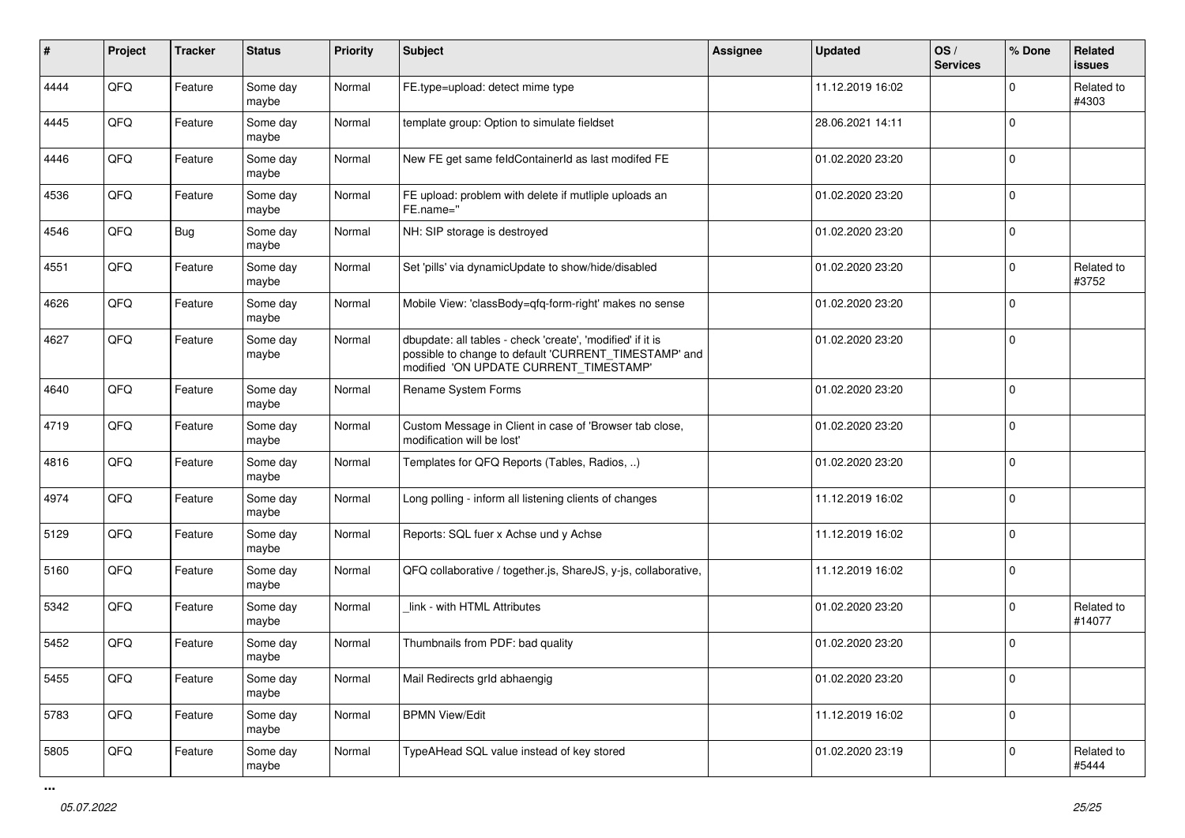| # | Project | Tracker | Status | Priority | Subject | Assignee | Updated | OS / Services | % Done | Related issues |
|---|---|---|---|---|---|---|---|---|---|---|
| 4444 | QFQ | Feature | Some day maybe | Normal | FE.type=upload: detect mime type | | 11.12.2019 16:02 | | 0 | Related to #4303 |
| 4445 | QFQ | Feature | Some day maybe | Normal | template group: Option to simulate fieldset | | 28.06.2021 14:11 | | 0 | |
| 4446 | QFQ | Feature | Some day maybe | Normal | New FE get same feldContainerId as last modifed FE | | 01.02.2020 23:20 | | 0 | |
| 4536 | QFQ | Feature | Some day maybe | Normal | FE upload: problem with delete if mutliple uploads an FE.name='' | | 01.02.2020 23:20 | | 0 | |
| 4546 | QFQ | Bug | Some day maybe | Normal | NH: SIP storage is destroyed | | 01.02.2020 23:20 | | 0 | |
| 4551 | QFQ | Feature | Some day maybe | Normal | Set 'pills' via dynamicUpdate to show/hide/disabled | | 01.02.2020 23:20 | | 0 | Related to #3752 |
| 4626 | QFQ | Feature | Some day maybe | Normal | Mobile View: 'classBody=qfq-form-right' makes no sense | | 01.02.2020 23:20 | | 0 | |
| 4627 | QFQ | Feature | Some day maybe | Normal | dbupdate: all tables - check 'create', 'modified' if it is possible to change to default 'CURRENT_TIMESTAMP' and modified 'ON UPDATE CURRENT_TIMESTAMP' | | 01.02.2020 23:20 | | 0 | |
| 4640 | QFQ | Feature | Some day maybe | Normal | Rename System Forms | | 01.02.2020 23:20 | | 0 | |
| 4719 | QFQ | Feature | Some day maybe | Normal | Custom Message in Client in case of 'Browser tab close, modification will be lost' | | 01.02.2020 23:20 | | 0 | |
| 4816 | QFQ | Feature | Some day maybe | Normal | Templates for QFQ Reports (Tables, Radios, ..) | | 01.02.2020 23:20 | | 0 | |
| 4974 | QFQ | Feature | Some day maybe | Normal | Long polling - inform all listening clients of changes | | 11.12.2019 16:02 | | 0 | |
| 5129 | QFQ | Feature | Some day maybe | Normal | Reports: SQL fuer x Achse und y Achse | | 11.12.2019 16:02 | | 0 | |
| 5160 | QFQ | Feature | Some day maybe | Normal | QFQ collaborative / together.js, ShareJS, y-js, collaborative, | | 11.12.2019 16:02 | | 0 | |
| 5342 | QFQ | Feature | Some day maybe | Normal | _link - with HTML Attributes | | 01.02.2020 23:20 | | 0 | Related to #14077 |
| 5452 | QFQ | Feature | Some day maybe | Normal | Thumbnails from PDF: bad quality | | 01.02.2020 23:20 | | 0 | |
| 5455 | QFQ | Feature | Some day maybe | Normal | Mail Redirects grId abhaengig | | 01.02.2020 23:20 | | 0 | |
| 5783 | QFQ | Feature | Some day maybe | Normal | BPMN View/Edit | | 11.12.2019 16:02 | | 0 | |
| 5805 | QFQ | Feature | Some day maybe | Normal | TypeAHead SQL value instead of key stored | | 01.02.2020 23:19 | | 0 | Related to #5444 |

...

*05.07.2022*